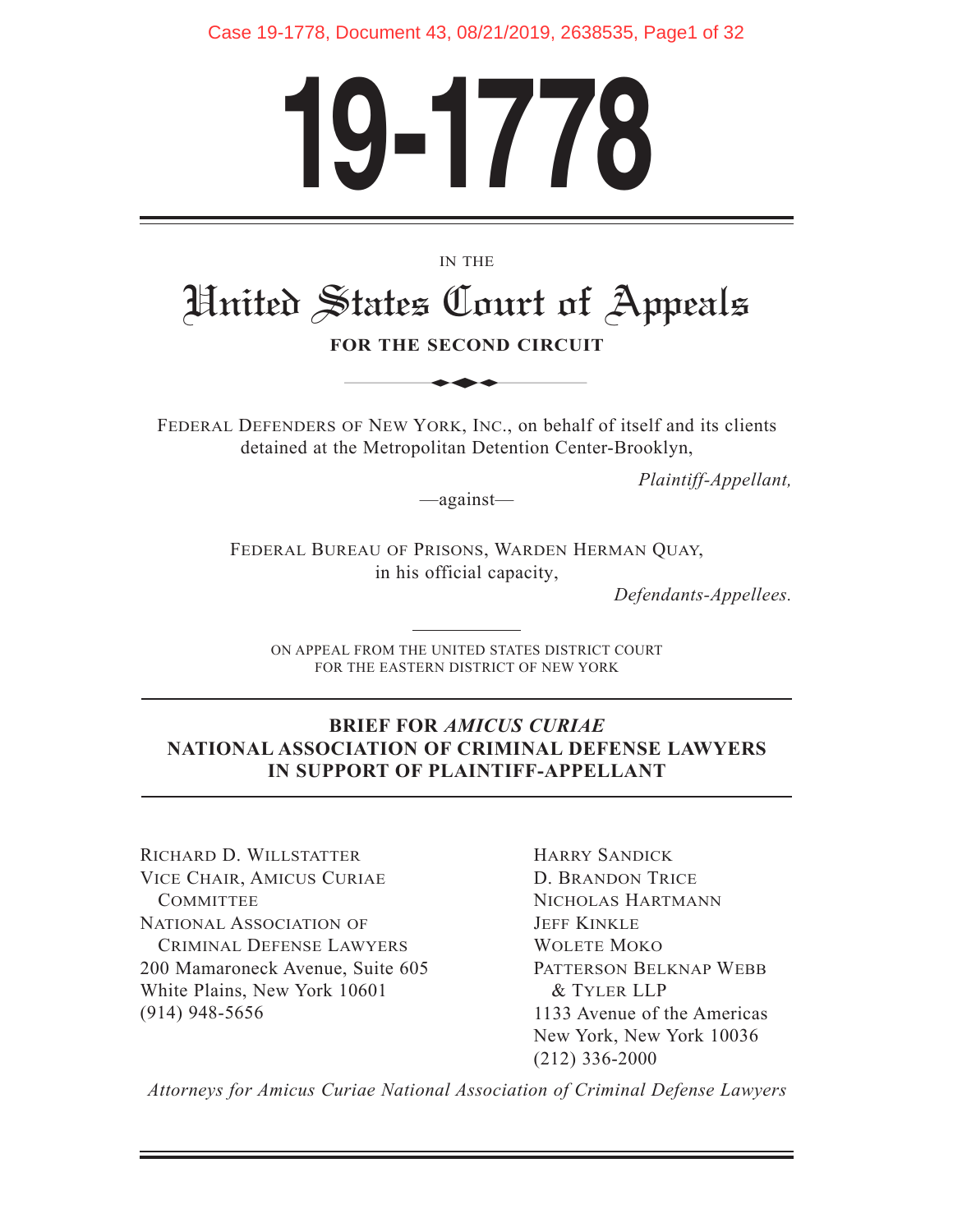# 19-1778

IN THE

## United States Court of Appeals

**FOR THE SECOND CIRCUIT**

FEDERAL DEFENDERS OF NEW YORK, INC., on behalf of itself and its clients detained at the Metropolitan Detention Center-Brooklyn,

*Plaintiff-Appellant,*

—against—

FEDERAL BUREAU OF PRISONS, WARDEN HERMAN QUAY, in his official capacity,

*Defendants-Appellees.*

ON APPEAL FROM THE UNITED STATES DISTRICT COURT FOR THE EASTERN DISTRICT OF NEW YORK

**BRIEF FOR *AMICUS CURIAE* NATIONAL ASSOCIATION OF CRIMINAL DEFENSE LAWYERS IN SUPPORT OF PLAINTIFF-APPELLANT**

RICHARD D. WILLSTATTER
VICE CHAIR, AMICUS CURIAE COMMITTEE
NATIONAL ASSOCIATION OF CRIMINAL DEFENSE LAWYERS
200 Mamaroneck Avenue, Suite 605
White Plains, New York 10601
(914) 948-5656

HARRY SANDICK
D. BRANDON TRICE
NICHOLAS HARTMANN
JEFF KINKLE
WOLETE MOKO
PATTERSON BELKNAP WEBB & TYLER LLP
1133 Avenue of the Americas
New York, New York 10036
(212) 336-2000

*Attorneys for Amicus Curiae National Association of Criminal Defense Lawyers*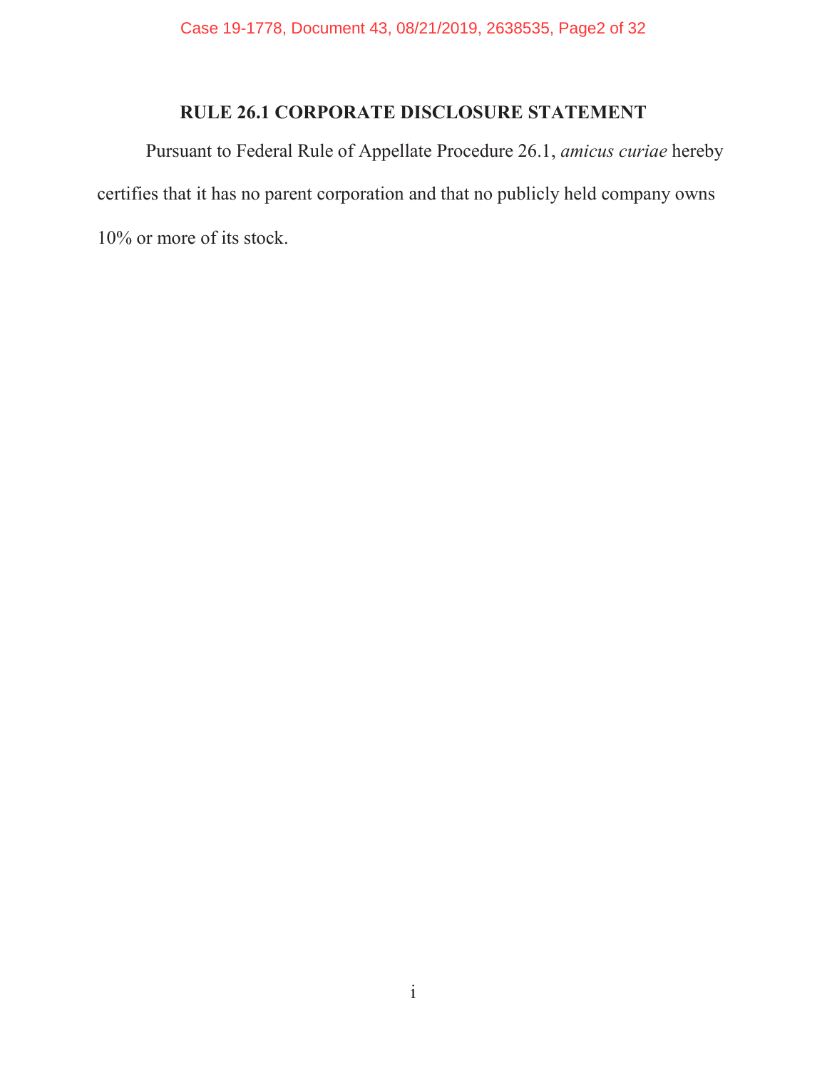# RULE 26.1 CORPORATE DISCLOSURE STATEMENT

Pursuant to Federal Rule of Appellate Procedure 26.1, *amicus curiae* hereby certifies that it has no parent corporation and that no publicly held company owns 10% or more of its stock.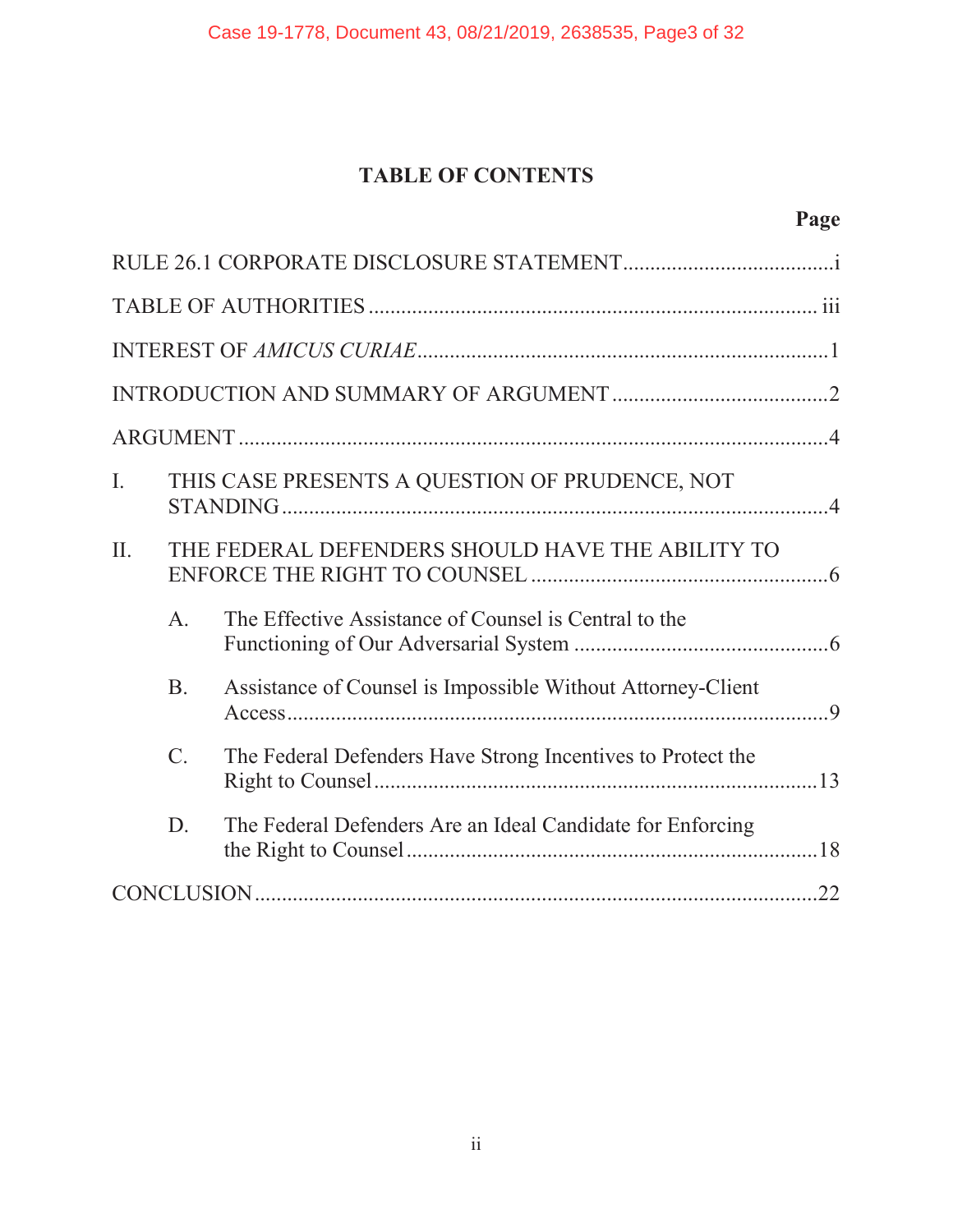# TABLE OF CONTENTS

| | Page |
|---|---|
| RULE 26.1 CORPORATE DISCLOSURE STATEMENT | i |
| TABLE OF AUTHORITIES | iii |
| INTEREST OF *AMICUS CURIAE* | 1 |
| INTRODUCTION AND SUMMARY OF ARGUMENT | 2 |
| ARGUMENT | 4 |
| I. THIS CASE PRESENTS A QUESTION OF PRUDENCE, NOT STANDING | 4 |
| II. THE FEDERAL DEFENDERS SHOULD HAVE THE ABILITY TO ENFORCE THE RIGHT TO COUNSEL | 6 |
| A. The Effective Assistance of Counsel is Central to the Functioning of Our Adversarial System | 6 |
| B. Assistance of Counsel is Impossible Without Attorney-Client Access | 9 |
| C. The Federal Defenders Have Strong Incentives to Protect the Right to Counsel | 13 |
| D. The Federal Defenders Are an Ideal Candidate for Enforcing the Right to Counsel | 18 |
| CONCLUSION | 22 |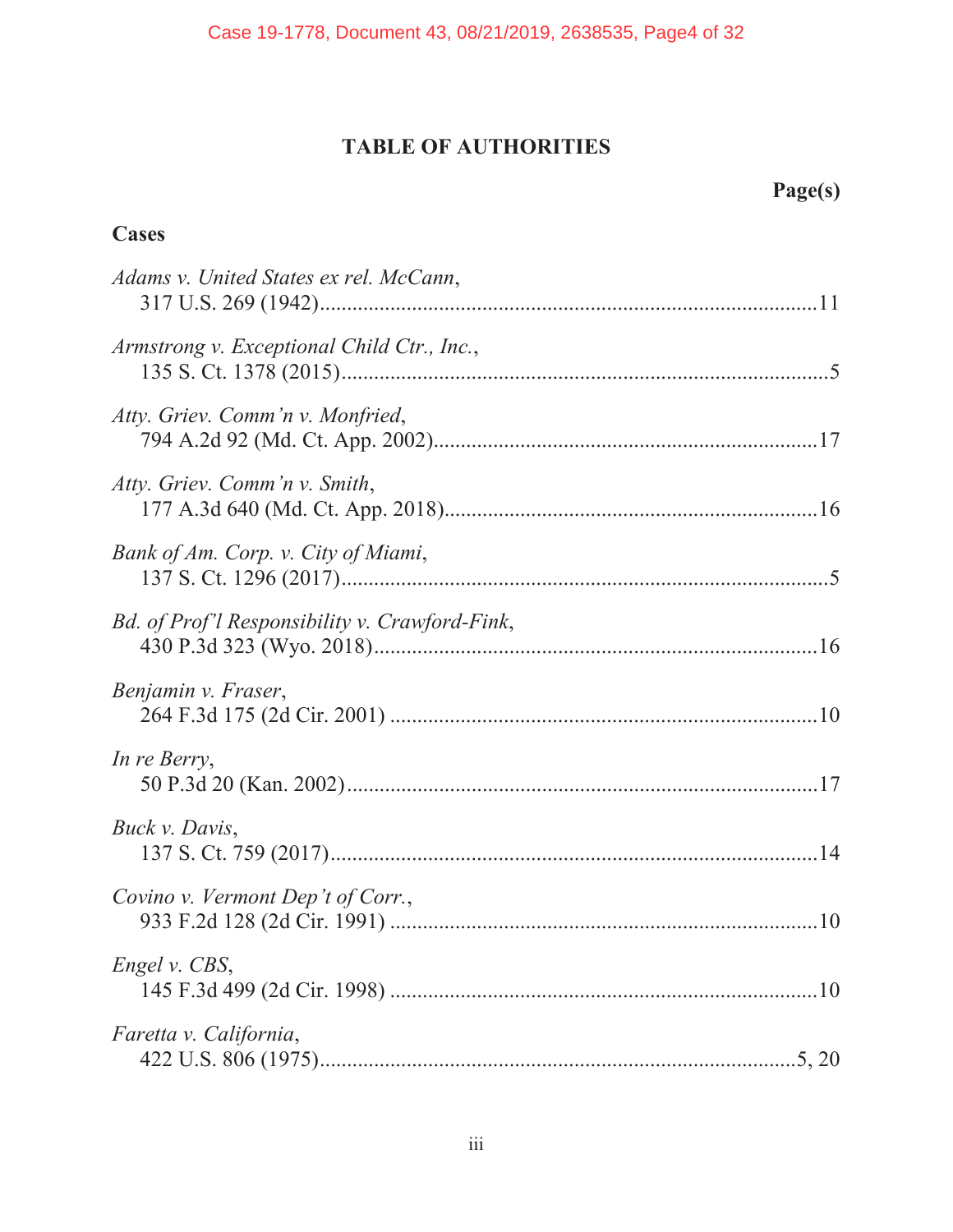# TABLE OF AUTHORITIES

**Page(s)**

## Cases

*Adams v. United States ex rel. McCann*,
317 U.S. 269 (1942)........................................................................................11

*Armstrong v. Exceptional Child Ctr., Inc.*,
135 S. Ct. 1378 (2015)........................................................................................5

*Atty. Griev. Comm'n v. Monfried*,
794 A.2d 92 (Md. Ct. App. 2002)......................................................................17

*Atty. Griev. Comm'n v. Smith*,
177 A.3d 640 (Md. Ct. App. 2018)....................................................................16

*Bank of Am. Corp. v. City of Miami*,
137 S. Ct. 1296 (2017)........................................................................................5

*Bd. of Prof'l Responsibility v. Crawford-Fink*,
430 P.3d 323 (Wyo. 2018).................................................................................16

*Benjamin v. Fraser*,
264 F.3d 175 (2d Cir. 2001) ..............................................................................10

*In re Berry*,
50 P.3d 20 (Kan. 2002)......................................................................................17

*Buck v. Davis*,
137 S. Ct. 759 (2017).........................................................................................14

*Covino v. Vermont Dep't of Corr.*,
933 F.2d 128 (2d Cir. 1991) ..............................................................................10

*Engel v. CBS*,
145 F.3d 499 (2d Cir. 1998) ..............................................................................10

*Faretta v. California*,
422 U.S. 806 (1975)........................................................................................5, 20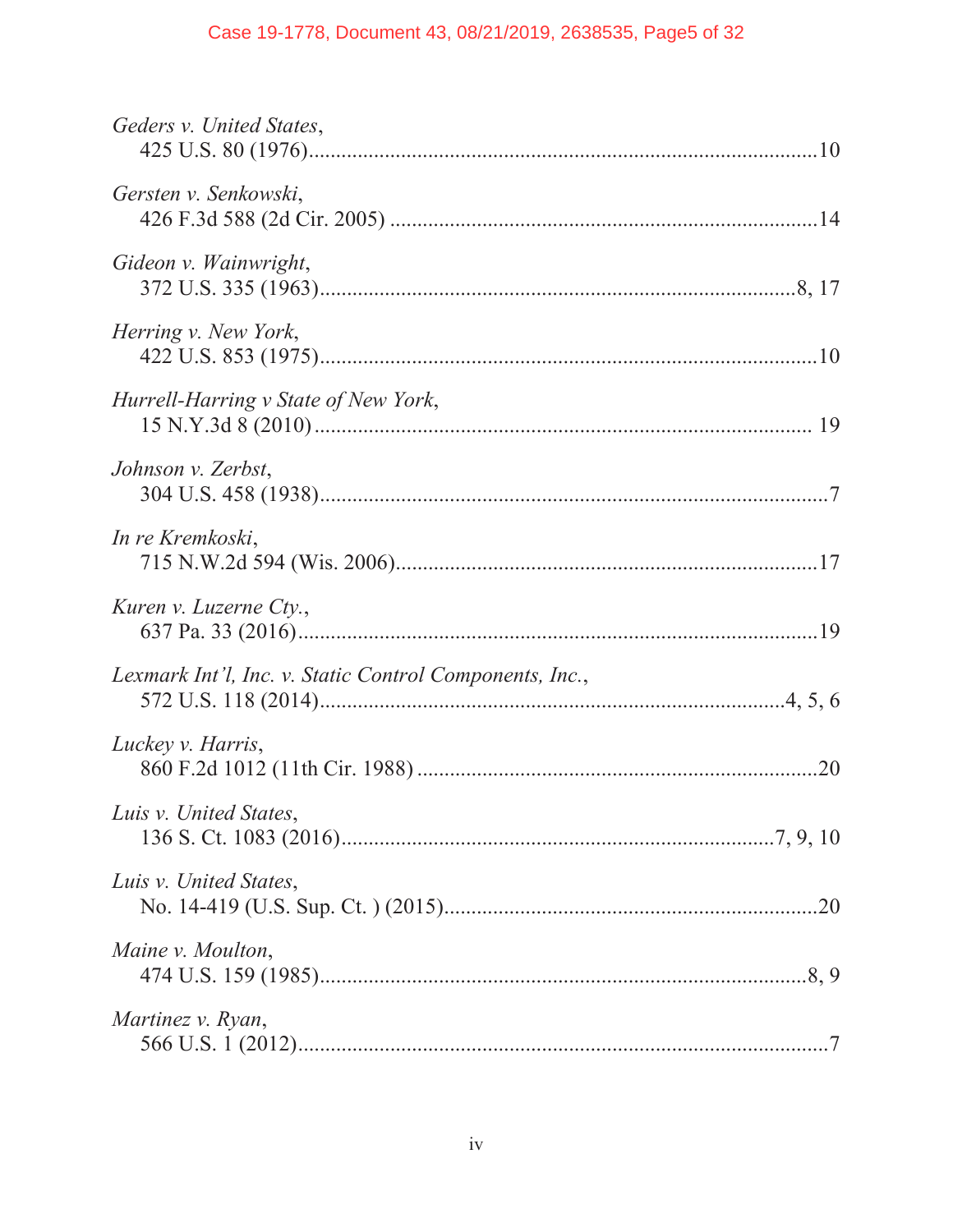*Geders v. United States*,
425 U.S. 80 (1976)........................................................................................10

*Gersten v. Senkowski*,
426 F.3d 588 (2d Cir. 2005) ...........................................................................14

*Gideon v. Wainwright*,
372 U.S. 335 (1963)...................................................................................8, 17

*Herring v. New York*,
422 U.S. 853 (1975)........................................................................................10

*Hurrell-Harring v State of New York*,
15 N.Y.3d 8 (2010)........................................................................................ 19

*Johnson v. Zerbst*,
304 U.S. 458 (1938)..........................................................................................7

*In re Kremkoski*,
715 N.W.2d 594 (Wis. 2006)..........................................................................17

*Kuren v. Luzerne Cty.*,
637 Pa. 33 (2016)............................................................................................19

*Lexmark Int'l, Inc. v. Static Control Components, Inc.*,
572 U.S. 118 (2014)...................................................................................4, 5, 6

*Luckey v. Harris*,
860 F.2d 1012 (11th Cir. 1988) ......................................................................20

*Luis v. United States*,
136 S. Ct. 1083 (2016)...............................................................................7, 9, 10

*Luis v. United States*,
No. 14-419 (U.S. Sup. Ct. ) (2015).................................................................20

*Maine v. Moulton*,
474 U.S. 159 (1985).......................................................................................8, 9

*Martinez v. Ryan*,
566 U.S. 1 (2012)..............................................................................................7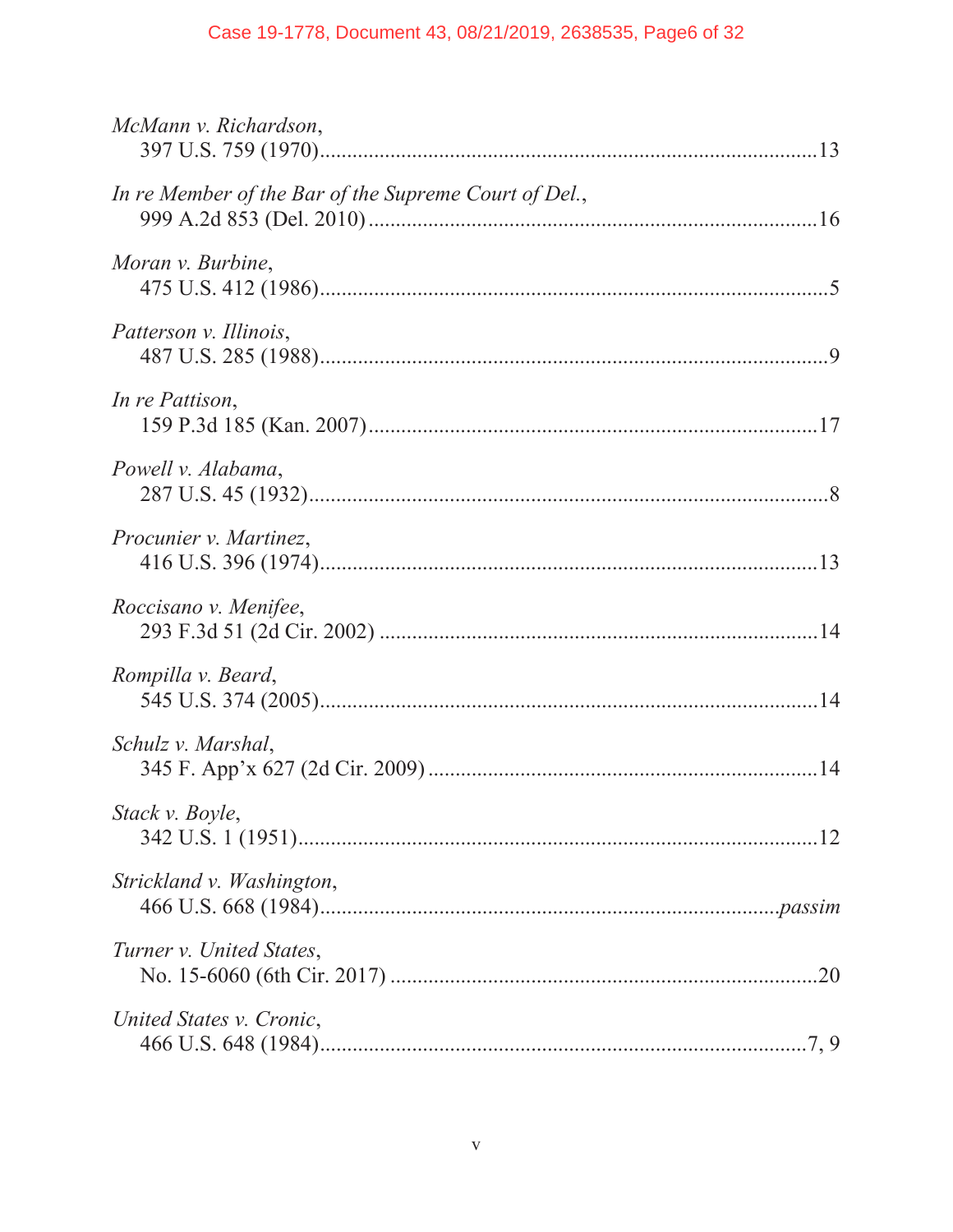*McMann v. Richardson*,
397 U.S. 759 (1970)..........................................................................................13

*In re Member of the Bar of the Supreme Court of Del.*,
999 A.2d 853 (Del. 2010) .................................................................................16

*Moran v. Burbine*,
475 U.S. 412 (1986)............................................................................................5

*Patterson v. Illinois*,
487 U.S. 285 (1988)............................................................................................9

*In re Pattison*,
159 P.3d 185 (Kan. 2007) .................................................................................17

*Powell v. Alabama*,
287 U.S. 45 (1932)..............................................................................................8

*Procunier v. Martinez*,
416 U.S. 396 (1974)..........................................................................................13

*Roccisano v. Menifee*,
293 F.3d 51 (2d Cir. 2002) ...............................................................................14

*Rompilla v. Beard*,
545 U.S. 374 (2005)..........................................................................................14

*Schulz v. Marshal*,
345 F. App'x 627 (2d Cir. 2009) .......................................................................14

*Stack v. Boyle*,
342 U.S. 1 (1951)..............................................................................................12

*Strickland v. Washington*,
466 U.S. 668 (1984)......................................................................................*passim*

*Turner v. United States*,
No. 15-6060 (6th Cir. 2017) .............................................................................20

*United States v. Cronic*,
466 U.S. 648 (1984).........................................................................................7, 9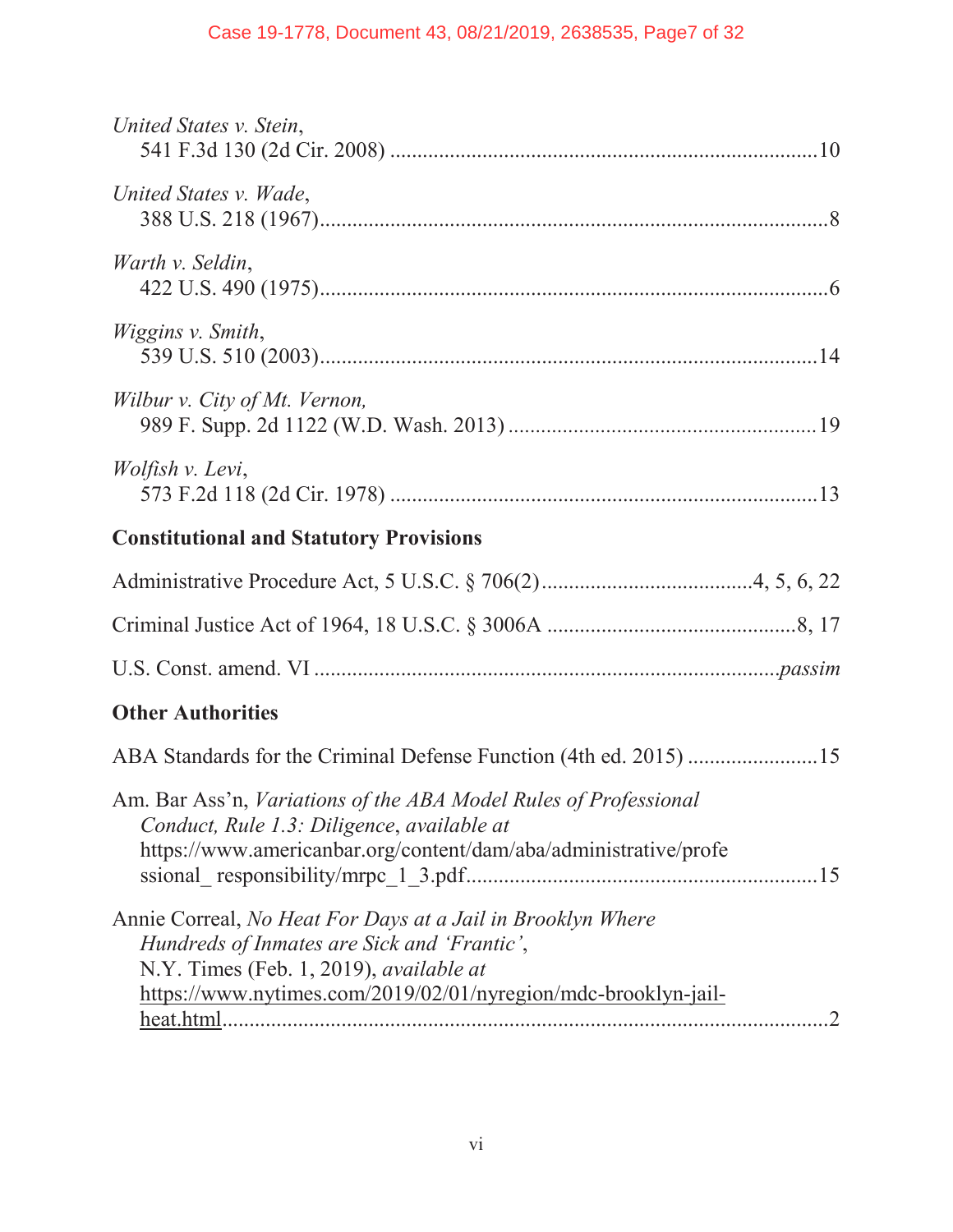*United States v. Stein*,
541 F.3d 130 (2d Cir. 2008) ....................................................................10

*United States v. Wade*,
388 U.S. 218 (1967)...................................................................................8

*Warth v. Seldin*,
422 U.S. 490 (1975)...................................................................................6

*Wiggins v. Smith*,
539 U.S. 510 (2003).................................................................................14

*Wilbur v. City of Mt. Vernon,*
989 F. Supp. 2d 1122 (W.D. Wash. 2013) ...............................................19

*Wolfish v. Levi*,
573 F.2d 118 (2d Cir. 1978) ....................................................................13

**Constitutional and Statutory Provisions**

Administrative Procedure Act, 5 U.S.C. § 706(2).....................................4, 5, 6, 22

Criminal Justice Act of 1964, 18 U.S.C. § 3006A .............................................8, 17

U.S. Const. amend. VI ....................................................................................*passim*

**Other Authorities**

ABA Standards for the Criminal Defense Function (4th ed. 2015) ........................15

Am. Bar Ass'n, *Variations of the ABA Model Rules of Professional Conduct, Rule 1.3: Diligence*, *available at* https://www.americanbar.org/content/dam/aba/administrative/professional_ responsibility/mrpc_1_3.pdf..............................................................15

Annie Correal, *No Heat For Days at a Jail in Brooklyn Where Hundreds of Inmates are Sick and 'Frantic'*, N.Y. Times (Feb. 1, 2019), *available at* https://www.nytimes.com/2019/02/01/nyregion/mdc-brooklyn-jail-heat.html.......................................................................................................2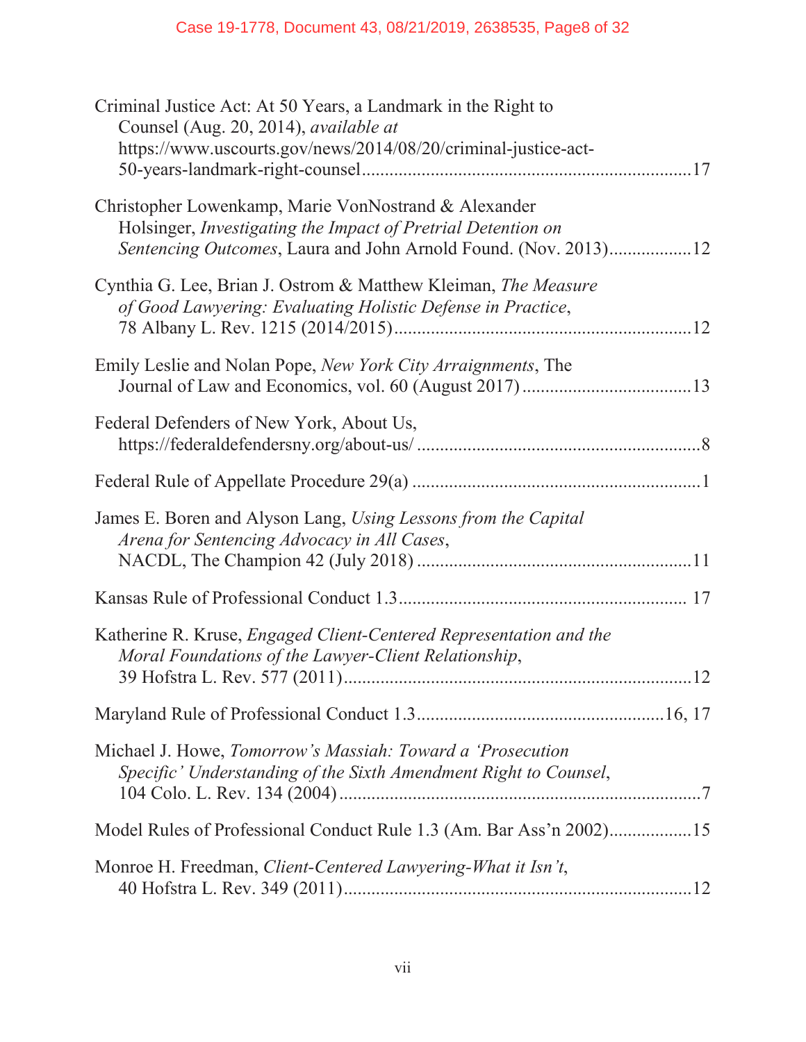Criminal Justice Act: At 50 Years, a Landmark in the Right to Counsel (Aug. 20, 2014), *available at* https://www.uscourts.gov/news/2014/08/20/criminal-justice-act-50-years-landmark-right-counsel........................................................................17

Christopher Lowenkamp, Marie VonNostrand & Alexander Holsinger, *Investigating the Impact of Pretrial Detention on Sentencing Outcomes*, Laura and John Arnold Found. (Nov. 2013)..................12

Cynthia G. Lee, Brian J. Ostrom & Matthew Kleiman, *The Measure of Good Lawyering: Evaluating Holistic Defense in Practice*, 78 Albany L. Rev. 1215 (2014/2015)................................................................12

Emily Leslie and Nolan Pope, *New York City Arraignments*, The Journal of Law and Economics, vol. 60 (August 2017).....................................13

Federal Defenders of New York, About Us, https://federaldefendersny.org/about-us/ ..............................................................8

Federal Rule of Appellate Procedure 29(a) ...............................................................1

James E. Boren and Alyson Lang, *Using Lessons from the Capital Arena for Sentencing Advocacy in All Cases*, NACDL, The Champion 42 (July 2018) ............................................................11

Kansas Rule of Professional Conduct 1.3............................................................... 17

Katherine R. Kruse, *Engaged Client-Centered Representation and the Moral Foundations of the Lawyer-Client Relationship*, 39 Hofstra L. Rev. 577 (2011)............................................................................12

Maryland Rule of Professional Conduct 1.3.....................................................16, 17

Michael J. Howe, *Tomorrow's Massiah: Toward a 'Prosecution Specific' Understanding of the Sixth Amendment Right to Counsel*, 104 Colo. L. Rev. 134 (2004)...............................................................................7

Model Rules of Professional Conduct Rule 1.3 (Am. Bar Ass'n 2002)..................15

Monroe H. Freedman, *Client-Centered Lawyering-What it Isn't*, 40 Hofstra L. Rev. 349 (2011)............................................................................12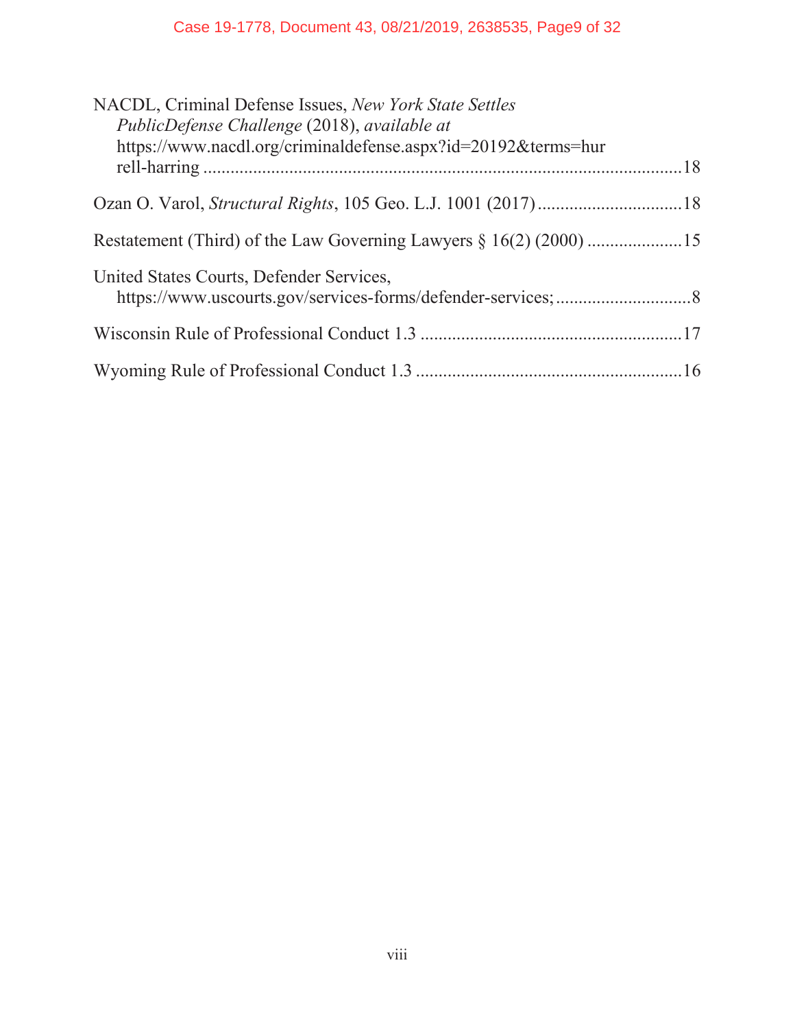NACDL, Criminal Defense Issues, *New York State Settles PublicDefense Challenge* (2018), *available at* https://www.nacdl.org/criminaldefense.aspx?id=20192&terms=hurrell-harring ........................................................................................................18

Ozan O. Varol, *Structural Rights*, 105 Geo. L.J. 1001 (2017) ................................18

Restatement (Third) of the Law Governing Lawyers § 16(2) (2000) .....................15

United States Courts, Defender Services, https://www.uscourts.gov/services-forms/defender-services; ..............................8

Wisconsin Rule of Professional Conduct 1.3 .........................................................17

Wyoming Rule of Professional Conduct 1.3 ..........................................................16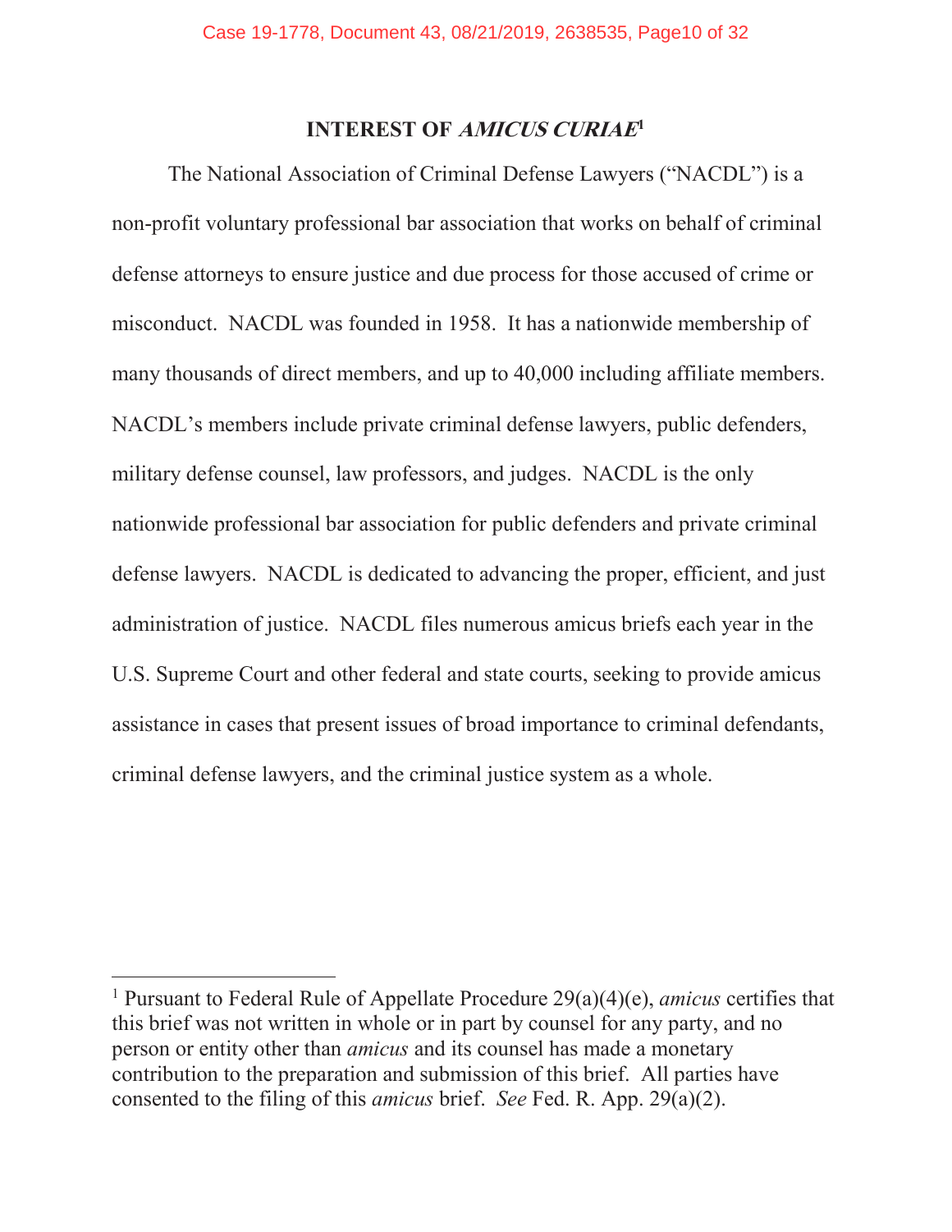## INTEREST OF *AMICUS CURIAE*[1]

The National Association of Criminal Defense Lawyers ("NACDL") is a non-profit voluntary professional bar association that works on behalf of criminal defense attorneys to ensure justice and due process for those accused of crime or misconduct. NACDL was founded in 1958. It has a nationwide membership of many thousands of direct members, and up to 40,000 including affiliate members. NACDL's members include private criminal defense lawyers, public defenders, military defense counsel, law professors, and judges. NACDL is the only nationwide professional bar association for public defenders and private criminal defense lawyers. NACDL is dedicated to advancing the proper, efficient, and just administration of justice. NACDL files numerous amicus briefs each year in the U.S. Supreme Court and other federal and state courts, seeking to provide amicus assistance in cases that present issues of broad importance to criminal defendants, criminal defense lawyers, and the criminal justice system as a whole.

---

[1] Pursuant to Federal Rule of Appellate Procedure 29(a)(4)(e), *amicus* certifies that this brief was not written in whole or in part by counsel for any party, and no person or entity other than *amicus* and its counsel has made a monetary contribution to the preparation and submission of this brief. All parties have consented to the filing of this *amicus* brief. *See* Fed. R. App. 29(a)(2).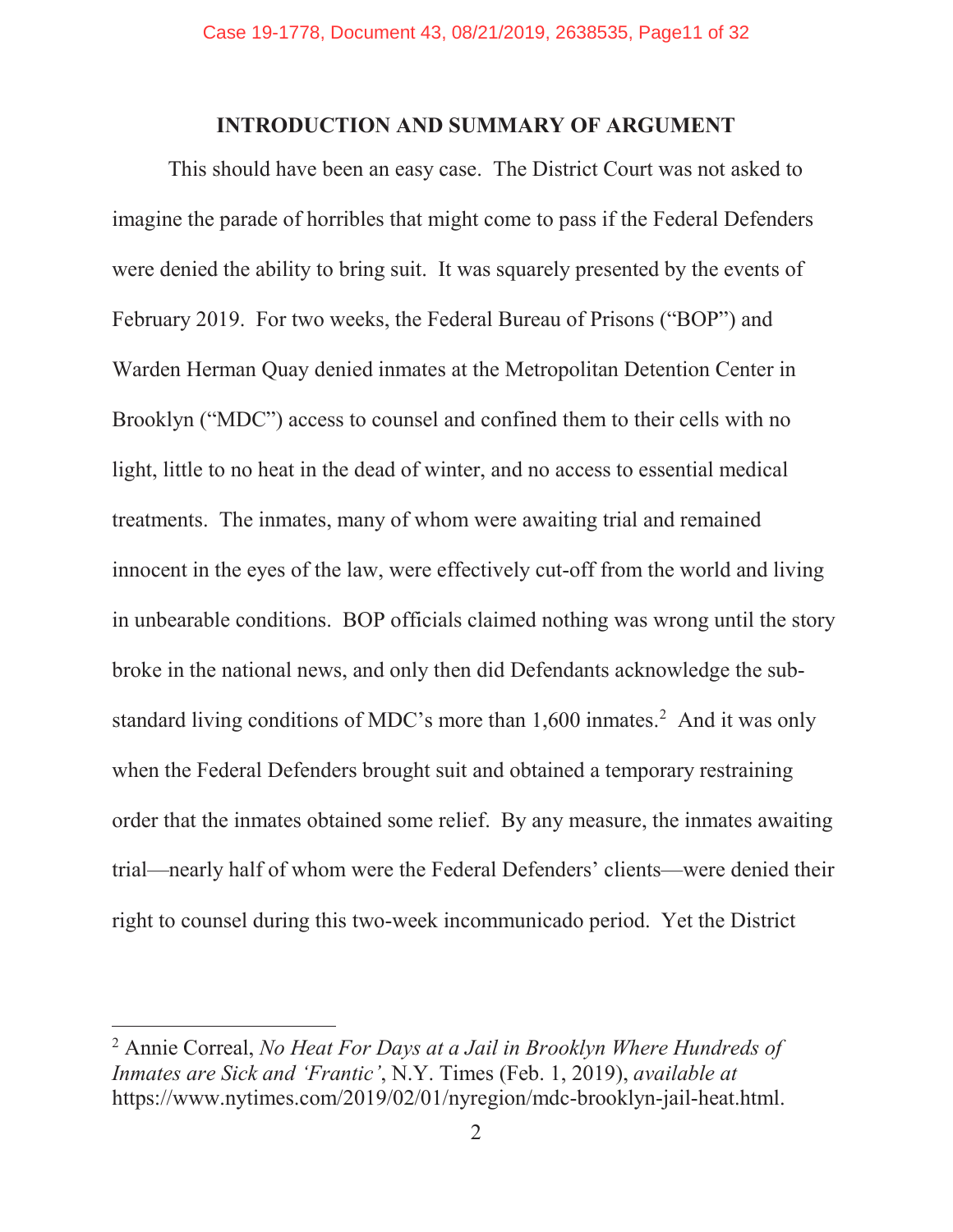## INTRODUCTION AND SUMMARY OF ARGUMENT

This should have been an easy case. The District Court was not asked to imagine the parade of horribles that might come to pass if the Federal Defenders were denied the ability to bring suit. It was squarely presented by the events of February 2019. For two weeks, the Federal Bureau of Prisons ("BOP") and Warden Herman Quay denied inmates at the Metropolitan Detention Center in Brooklyn ("MDC") access to counsel and confined them to their cells with no light, little to no heat in the dead of winter, and no access to essential medical treatments. The inmates, many of whom were awaiting trial and remained innocent in the eyes of the law, were effectively cut-off from the world and living in unbearable conditions. BOP officials claimed nothing was wrong until the story broke in the national news, and only then did Defendants acknowledge the sub-standard living conditions of MDC's more than 1,600 inmates.[2] And it was only when the Federal Defenders brought suit and obtained a temporary restraining order that the inmates obtained some relief. By any measure, the inmates awaiting trial—nearly half of whom were the Federal Defenders' clients—were denied their right to counsel during this two-week incommunicado period. Yet the District

---

[2] Annie Correal, *No Heat For Days at a Jail in Brooklyn Where Hundreds of Inmates are Sick and 'Frantic'*, N.Y. Times (Feb. 1, 2019), *available at* https://www.nytimes.com/2019/02/01/nyregion/mdc-brooklyn-jail-heat.html.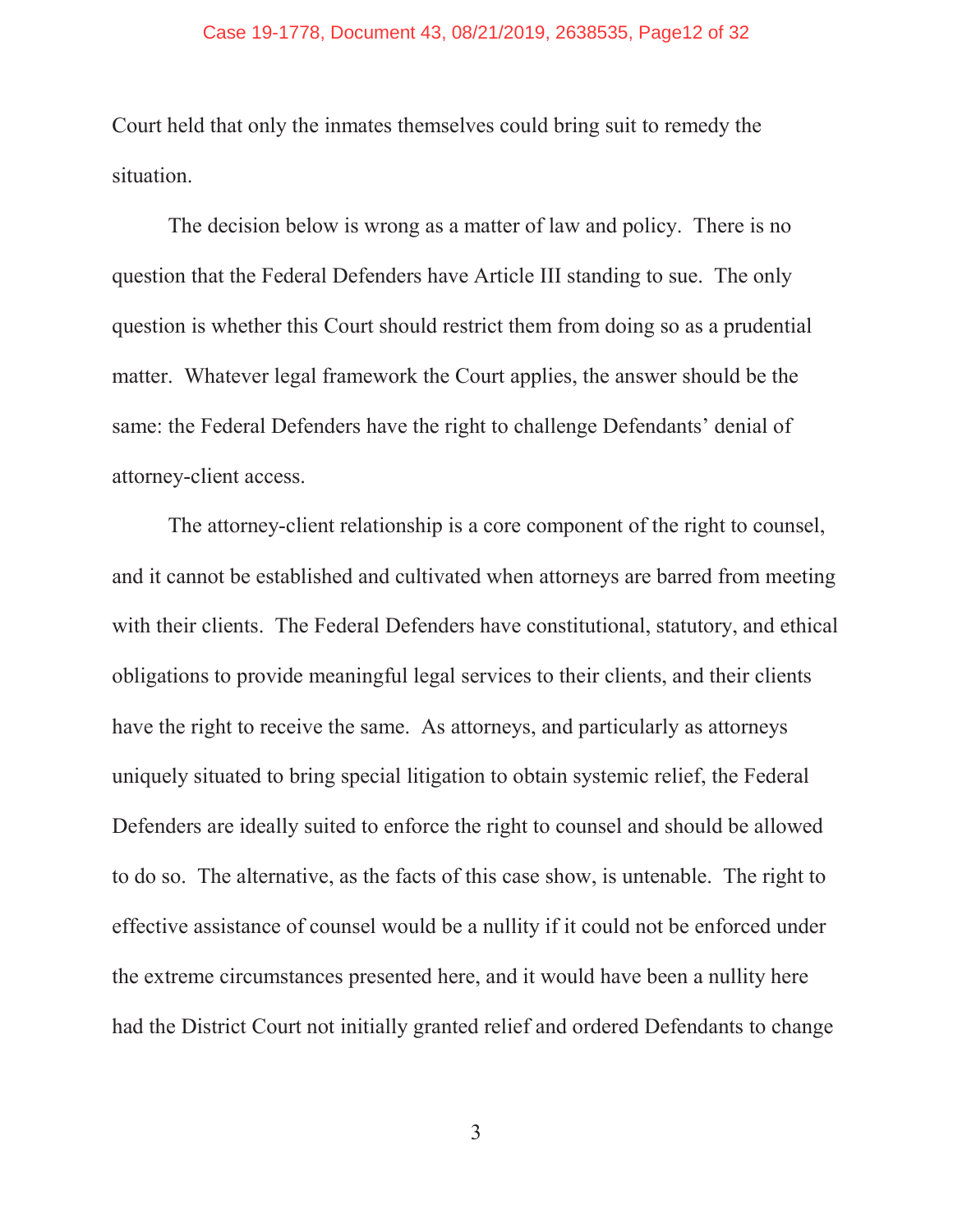Court held that only the inmates themselves could bring suit to remedy the situation.

The decision below is wrong as a matter of law and policy. There is no question that the Federal Defenders have Article III standing to sue. The only question is whether this Court should restrict them from doing so as a prudential matter. Whatever legal framework the Court applies, the answer should be the same: the Federal Defenders have the right to challenge Defendants' denial of attorney-client access.

The attorney-client relationship is a core component of the right to counsel, and it cannot be established and cultivated when attorneys are barred from meeting with their clients. The Federal Defenders have constitutional, statutory, and ethical obligations to provide meaningful legal services to their clients, and their clients have the right to receive the same. As attorneys, and particularly as attorneys uniquely situated to bring special litigation to obtain systemic relief, the Federal Defenders are ideally suited to enforce the right to counsel and should be allowed to do so. The alternative, as the facts of this case show, is untenable. The right to effective assistance of counsel would be a nullity if it could not be enforced under the extreme circumstances presented here, and it would have been a nullity here had the District Court not initially granted relief and ordered Defendants to change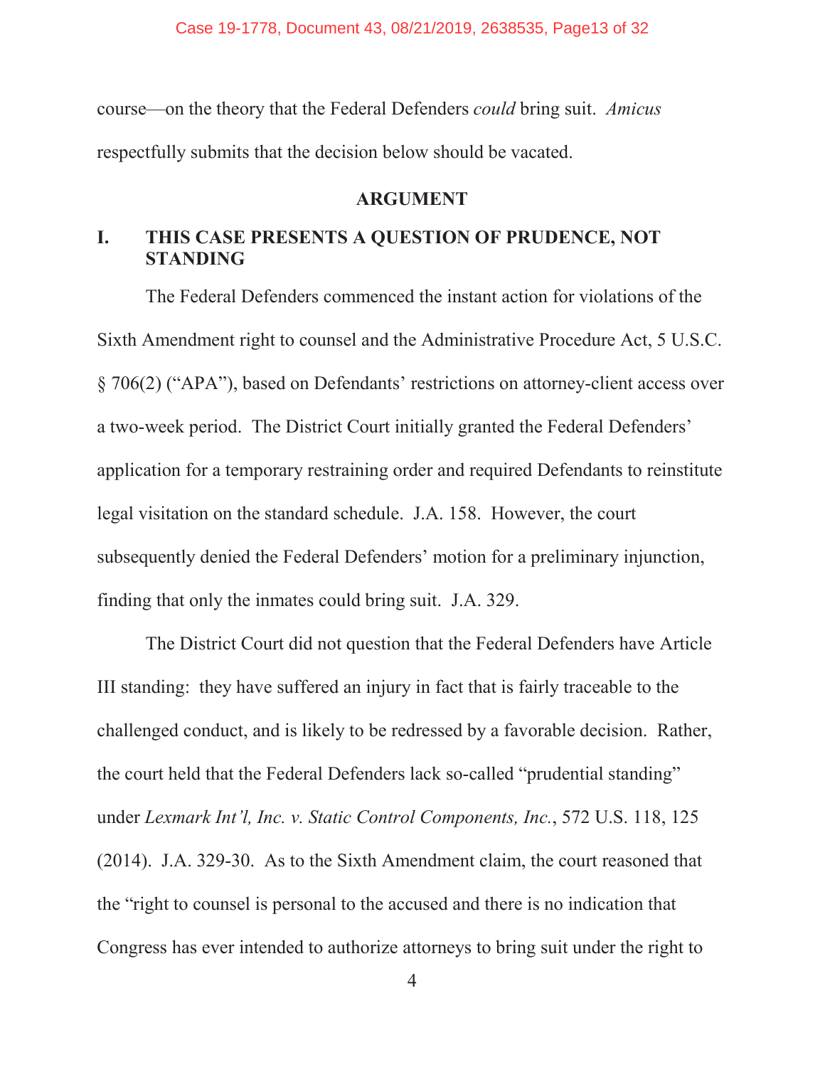course—on the theory that the Federal Defenders *could* bring suit. *Amicus* respectfully submits that the decision below should be vacated.

## ARGUMENT

### I. THIS CASE PRESENTS A QUESTION OF PRUDENCE, NOT STANDING

The Federal Defenders commenced the instant action for violations of the Sixth Amendment right to counsel and the Administrative Procedure Act, 5 U.S.C. § 706(2) ("APA"), based on Defendants' restrictions on attorney-client access over a two-week period. The District Court initially granted the Federal Defenders' application for a temporary restraining order and required Defendants to reinstitute legal visitation on the standard schedule. J.A. 158. However, the court subsequently denied the Federal Defenders' motion for a preliminary injunction, finding that only the inmates could bring suit. J.A. 329.

The District Court did not question that the Federal Defenders have Article III standing: they have suffered an injury in fact that is fairly traceable to the challenged conduct, and is likely to be redressed by a favorable decision. Rather, the court held that the Federal Defenders lack so-called "prudential standing" under *Lexmark Int'l, Inc. v. Static Control Components, Inc.*, 572 U.S. 118, 125 (2014). J.A. 329-30. As to the Sixth Amendment claim, the court reasoned that the "right to counsel is personal to the accused and there is no indication that Congress has ever intended to authorize attorneys to bring suit under the right to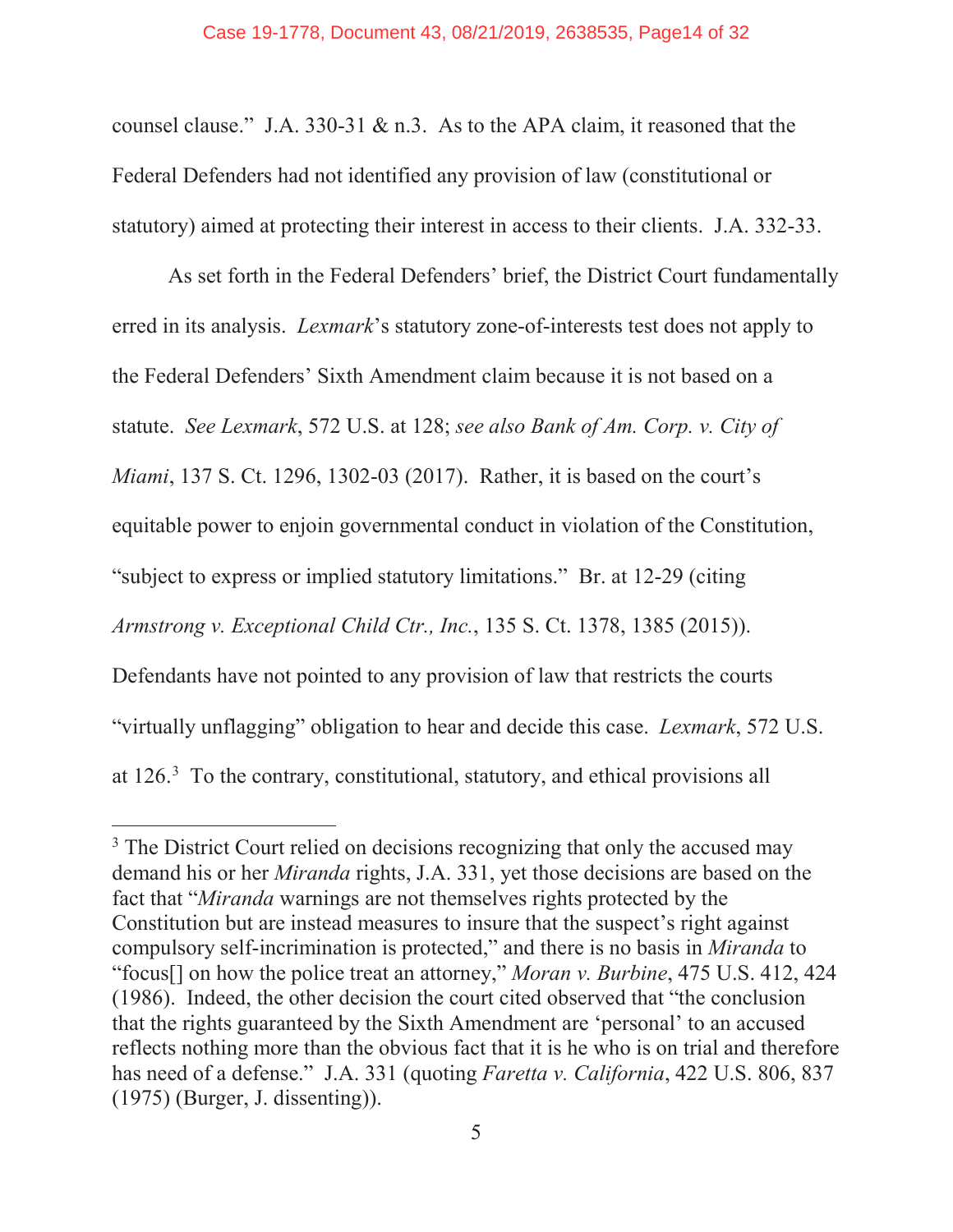counsel clause." J.A. 330-31 & n.3. As to the APA claim, it reasoned that the Federal Defenders had not identified any provision of law (constitutional or statutory) aimed at protecting their interest in access to their clients. J.A. 332-33.

As set forth in the Federal Defenders' brief, the District Court fundamentally erred in its analysis. *Lexmark*'s statutory zone-of-interests test does not apply to the Federal Defenders' Sixth Amendment claim because it is not based on a statute. *See Lexmark*, 572 U.S. at 128; *see also Bank of Am. Corp. v. City of Miami*, 137 S. Ct. 1296, 1302-03 (2017). Rather, it is based on the court's equitable power to enjoin governmental conduct in violation of the Constitution, "subject to express or implied statutory limitations." Br. at 12-29 (citing *Armstrong v. Exceptional Child Ctr., Inc.*, 135 S. Ct. 1378, 1385 (2015)). Defendants have not pointed to any provision of law that restricts the courts "virtually unflagging" obligation to hear and decide this case. *Lexmark*, 572 U.S. at 126.[3] To the contrary, constitutional, statutory, and ethical provisions all

---

[3] The District Court relied on decisions recognizing that only the accused may demand his or her *Miranda* rights, J.A. 331, yet those decisions are based on the fact that "*Miranda* warnings are not themselves rights protected by the Constitution but are instead measures to insure that the suspect's right against compulsory self-incrimination is protected," and there is no basis in *Miranda* to "focus[] on how the police treat an attorney," *Moran v. Burbine*, 475 U.S. 412, 424 (1986). Indeed, the other decision the court cited observed that "the conclusion that the rights guaranteed by the Sixth Amendment are 'personal' to an accused reflects nothing more than the obvious fact that it is he who is on trial and therefore has need of a defense." J.A. 331 (quoting *Faretta v. California*, 422 U.S. 806, 837 (1975) (Burger, J. dissenting)).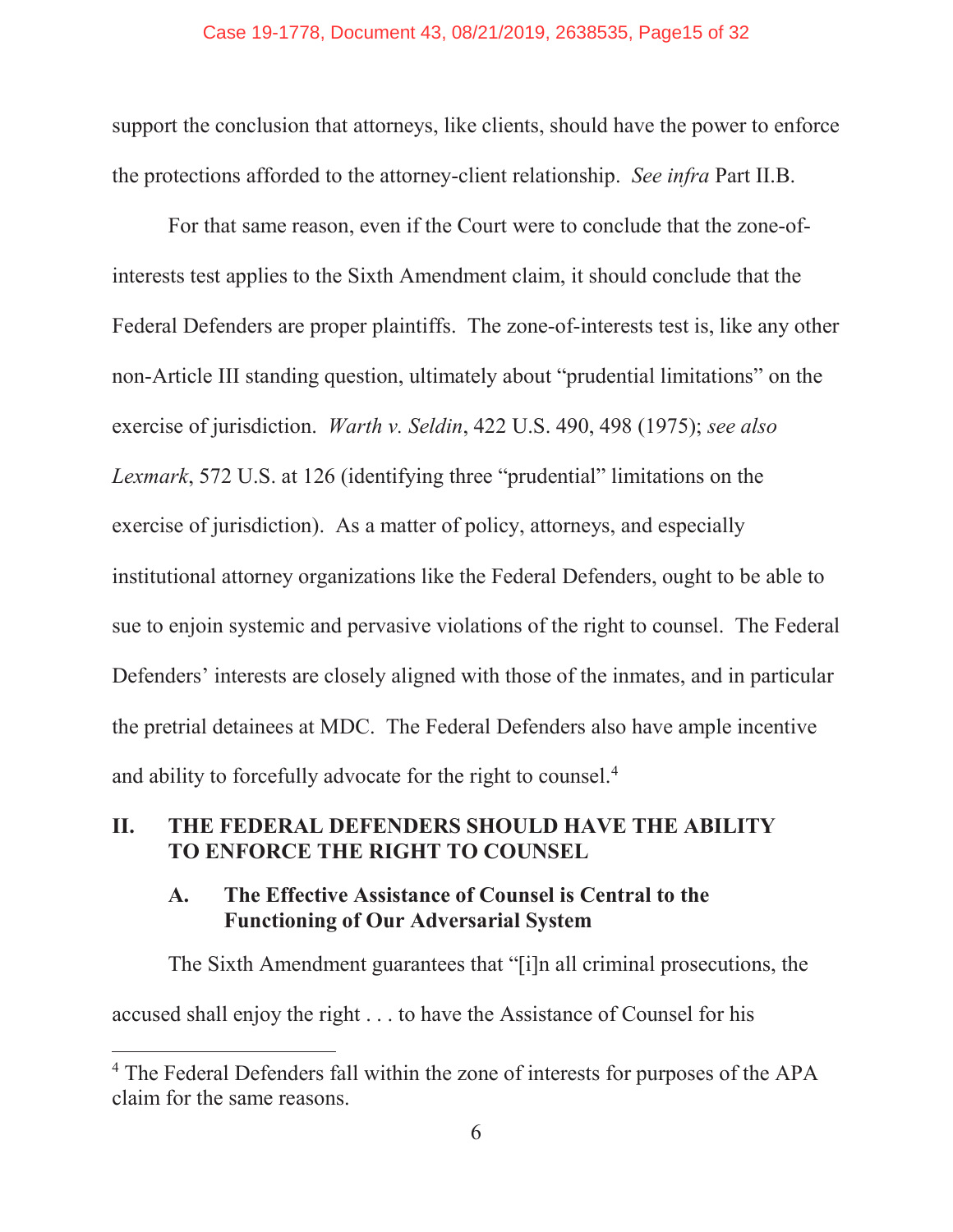support the conclusion that attorneys, like clients, should have the power to enforce the protections afforded to the attorney-client relationship. *See infra* Part II.B.

For that same reason, even if the Court were to conclude that the zone-of-interests test applies to the Sixth Amendment claim, it should conclude that the Federal Defenders are proper plaintiffs. The zone-of-interests test is, like any other non-Article III standing question, ultimately about "prudential limitations" on the exercise of jurisdiction. *Warth v. Seldin*, 422 U.S. 490, 498 (1975); *see also Lexmark*, 572 U.S. at 126 (identifying three "prudential" limitations on the exercise of jurisdiction). As a matter of policy, attorneys, and especially institutional attorney organizations like the Federal Defenders, ought to be able to sue to enjoin systemic and pervasive violations of the right to counsel. The Federal Defenders' interests are closely aligned with those of the inmates, and in particular the pretrial detainees at MDC. The Federal Defenders also have ample incentive and ability to forcefully advocate for the right to counsel.[4]

## II. THE FEDERAL DEFENDERS SHOULD HAVE THE ABILITY TO ENFORCE THE RIGHT TO COUNSEL

### A. The Effective Assistance of Counsel is Central to the Functioning of Our Adversarial System

The Sixth Amendment guarantees that "[i]n all criminal prosecutions, the accused shall enjoy the right . . . to have the Assistance of Counsel for his

---

[4] The Federal Defenders fall within the zone of interests for purposes of the APA claim for the same reasons.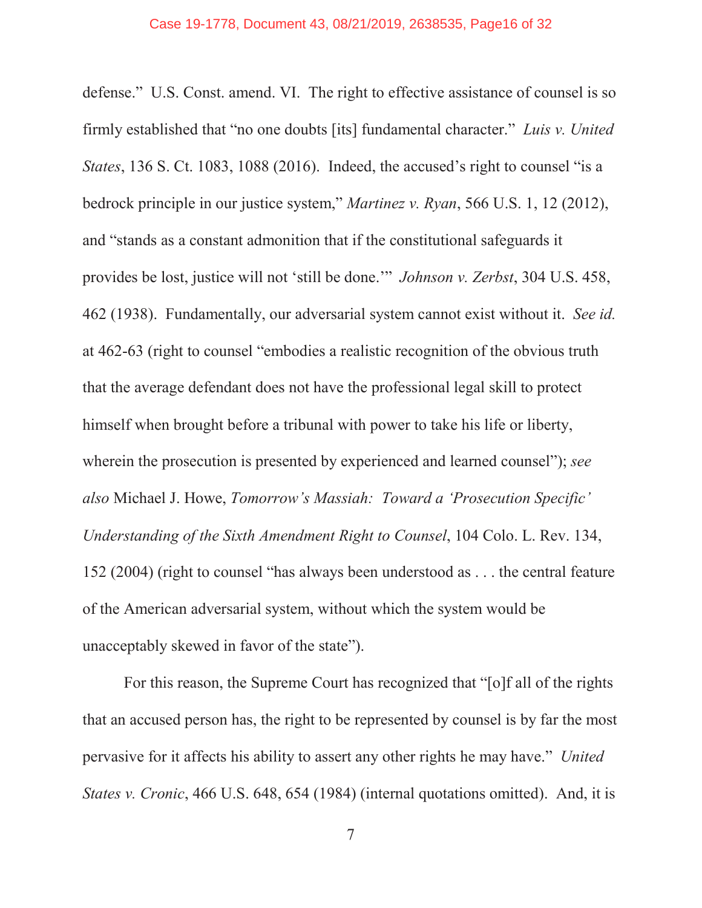defense." U.S. Const. amend. VI. The right to effective assistance of counsel is so firmly established that "no one doubts [its] fundamental character." *Luis v. United States*, 136 S. Ct. 1083, 1088 (2016). Indeed, the accused's right to counsel "is a bedrock principle in our justice system," *Martinez v. Ryan*, 566 U.S. 1, 12 (2012), and "stands as a constant admonition that if the constitutional safeguards it provides be lost, justice will not 'still be done.'" *Johnson v. Zerbst*, 304 U.S. 458, 462 (1938). Fundamentally, our adversarial system cannot exist without it. *See id.* at 462-63 (right to counsel "embodies a realistic recognition of the obvious truth that the average defendant does not have the professional legal skill to protect himself when brought before a tribunal with power to take his life or liberty, wherein the prosecution is presented by experienced and learned counsel"); *see also* Michael J. Howe, *Tomorrow's Massiah: Toward a 'Prosecution Specific' Understanding of the Sixth Amendment Right to Counsel*, 104 Colo. L. Rev. 134, 152 (2004) (right to counsel "has always been understood as . . . the central feature of the American adversarial system, without which the system would be unacceptably skewed in favor of the state").

For this reason, the Supreme Court has recognized that "[o]f all of the rights that an accused person has, the right to be represented by counsel is by far the most pervasive for it affects his ability to assert any other rights he may have." *United States v. Cronic*, 466 U.S. 648, 654 (1984) (internal quotations omitted). And, it is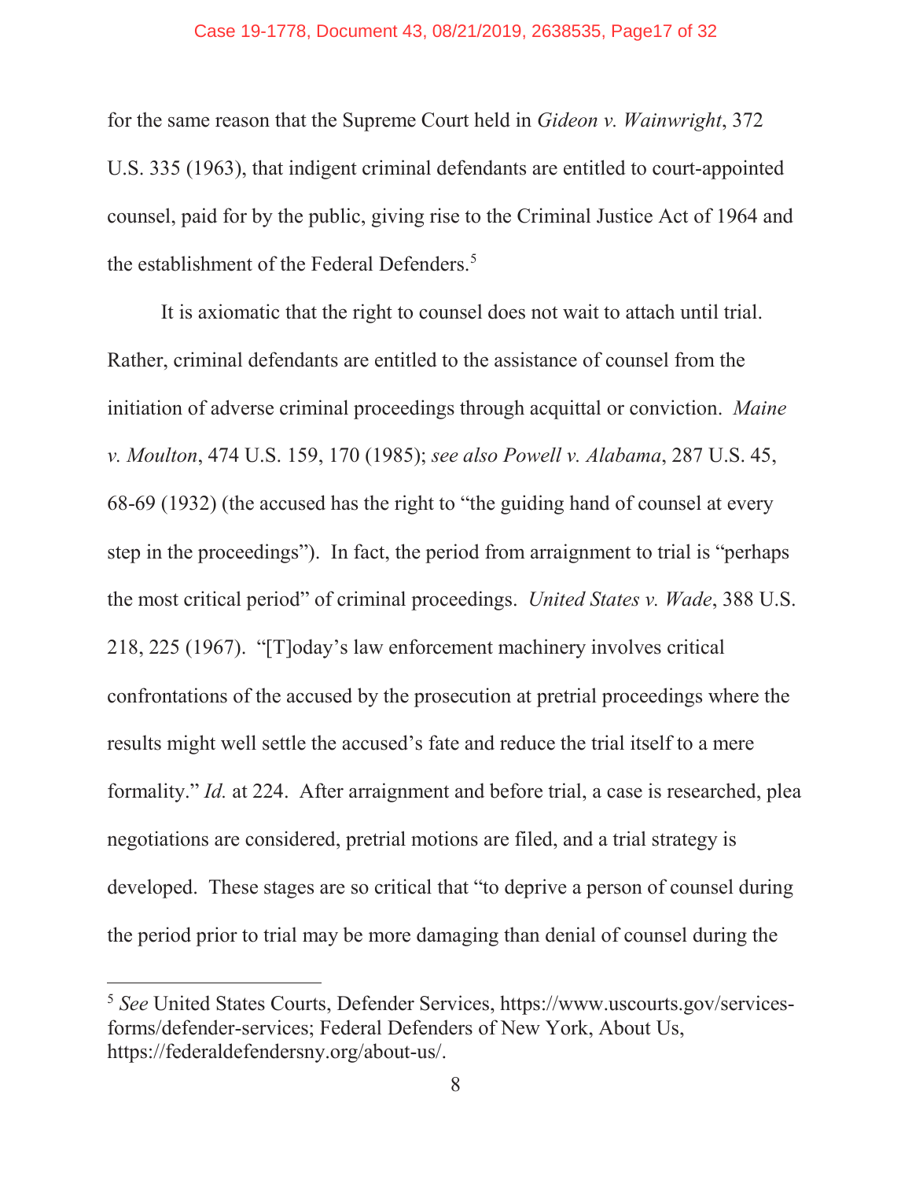for the same reason that the Supreme Court held in *Gideon v. Wainwright*, 372 U.S. 335 (1963), that indigent criminal defendants are entitled to court-appointed counsel, paid for by the public, giving rise to the Criminal Justice Act of 1964 and the establishment of the Federal Defenders.[5]

It is axiomatic that the right to counsel does not wait to attach until trial. Rather, criminal defendants are entitled to the assistance of counsel from the initiation of adverse criminal proceedings through acquittal or conviction. *Maine v. Moulton*, 474 U.S. 159, 170 (1985); *see also Powell v. Alabama*, 287 U.S. 45, 68-69 (1932) (the accused has the right to "the guiding hand of counsel at every step in the proceedings"). In fact, the period from arraignment to trial is "perhaps the most critical period" of criminal proceedings. *United States v. Wade*, 388 U.S. 218, 225 (1967). "[T]oday's law enforcement machinery involves critical confrontations of the accused by the prosecution at pretrial proceedings where the results might well settle the accused's fate and reduce the trial itself to a mere formality." *Id.* at 224. After arraignment and before trial, a case is researched, plea negotiations are considered, pretrial motions are filed, and a trial strategy is developed. These stages are so critical that "to deprive a person of counsel during the period prior to trial may be more damaging than denial of counsel during the

---

[5] *See* United States Courts, Defender Services, https://www.uscourts.gov/services-forms/defender-services; Federal Defenders of New York, About Us, https://federaldefendersny.org/about-us/.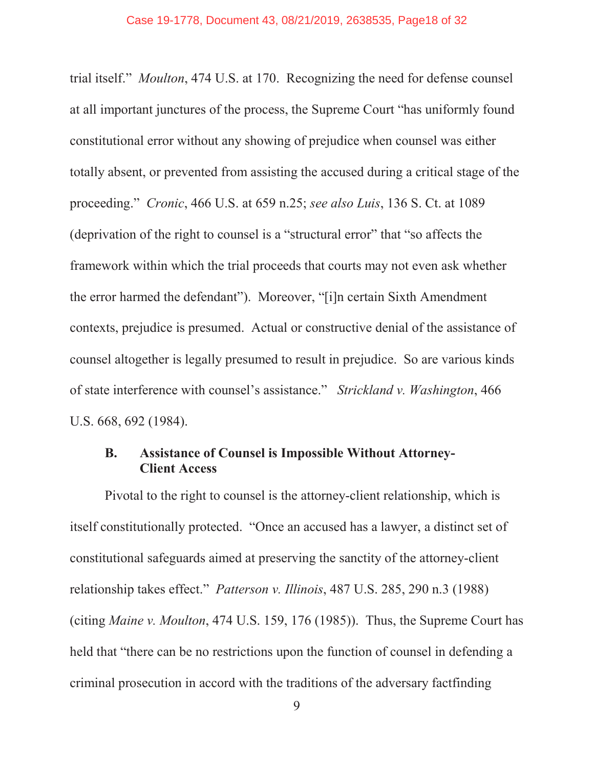trial itself." *Moulton*, 474 U.S. at 170. Recognizing the need for defense counsel at all important junctures of the process, the Supreme Court "has uniformly found constitutional error without any showing of prejudice when counsel was either totally absent, or prevented from assisting the accused during a critical stage of the proceeding." *Cronic*, 466 U.S. at 659 n.25; *see also Luis*, 136 S. Ct. at 1089 (deprivation of the right to counsel is a "structural error" that "so affects the framework within which the trial proceeds that courts may not even ask whether the error harmed the defendant"). Moreover, "[i]n certain Sixth Amendment contexts, prejudice is presumed. Actual or constructive denial of the assistance of counsel altogether is legally presumed to result in prejudice. So are various kinds of state interference with counsel's assistance." *Strickland v. Washington*, 466 U.S. 668, 692 (1984).

### B. Assistance of Counsel is Impossible Without Attorney-Client Access

Pivotal to the right to counsel is the attorney-client relationship, which is itself constitutionally protected. "Once an accused has a lawyer, a distinct set of constitutional safeguards aimed at preserving the sanctity of the attorney-client relationship takes effect." *Patterson v. Illinois*, 487 U.S. 285, 290 n.3 (1988) (citing *Maine v. Moulton*, 474 U.S. 159, 176 (1985)). Thus, the Supreme Court has held that "there can be no restrictions upon the function of counsel in defending a criminal prosecution in accord with the traditions of the adversary factfinding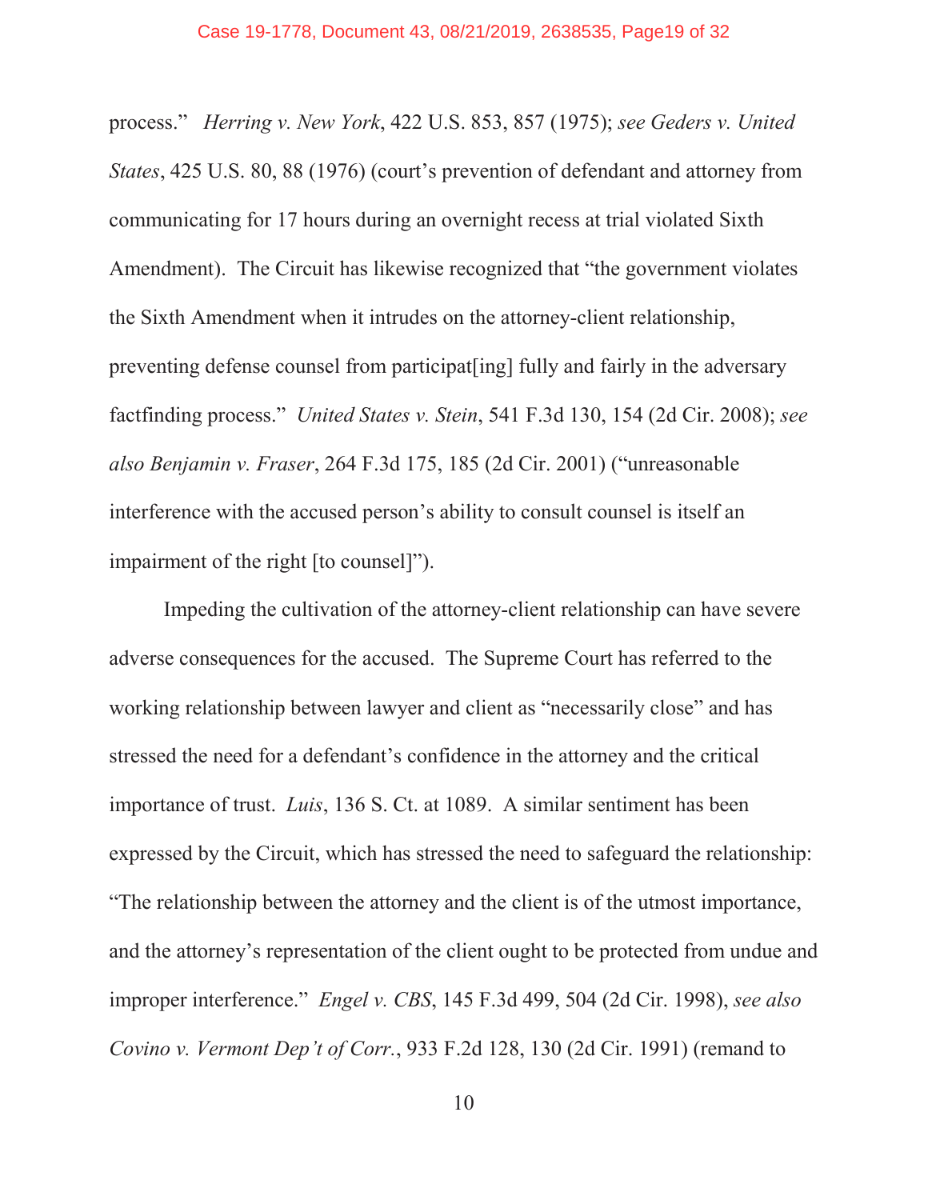process." *Herring v. New York*, 422 U.S. 853, 857 (1975); *see Geders v. United States*, 425 U.S. 80, 88 (1976) (court's prevention of defendant and attorney from communicating for 17 hours during an overnight recess at trial violated Sixth Amendment). The Circuit has likewise recognized that "the government violates the Sixth Amendment when it intrudes on the attorney-client relationship, preventing defense counsel from participat[ing] fully and fairly in the adversary factfinding process." *United States v. Stein*, 541 F.3d 130, 154 (2d Cir. 2008); *see also Benjamin v. Fraser*, 264 F.3d 175, 185 (2d Cir. 2001) ("unreasonable interference with the accused person's ability to consult counsel is itself an impairment of the right [to counsel]").

Impeding the cultivation of the attorney-client relationship can have severe adverse consequences for the accused. The Supreme Court has referred to the working relationship between lawyer and client as "necessarily close" and has stressed the need for a defendant's confidence in the attorney and the critical importance of trust. *Luis*, 136 S. Ct. at 1089. A similar sentiment has been expressed by the Circuit, which has stressed the need to safeguard the relationship: "The relationship between the attorney and the client is of the utmost importance, and the attorney's representation of the client ought to be protected from undue and improper interference." *Engel v. CBS*, 145 F.3d 499, 504 (2d Cir. 1998), *see also Covino v. Vermont Dep't of Corr.*, 933 F.2d 128, 130 (2d Cir. 1991) (remand to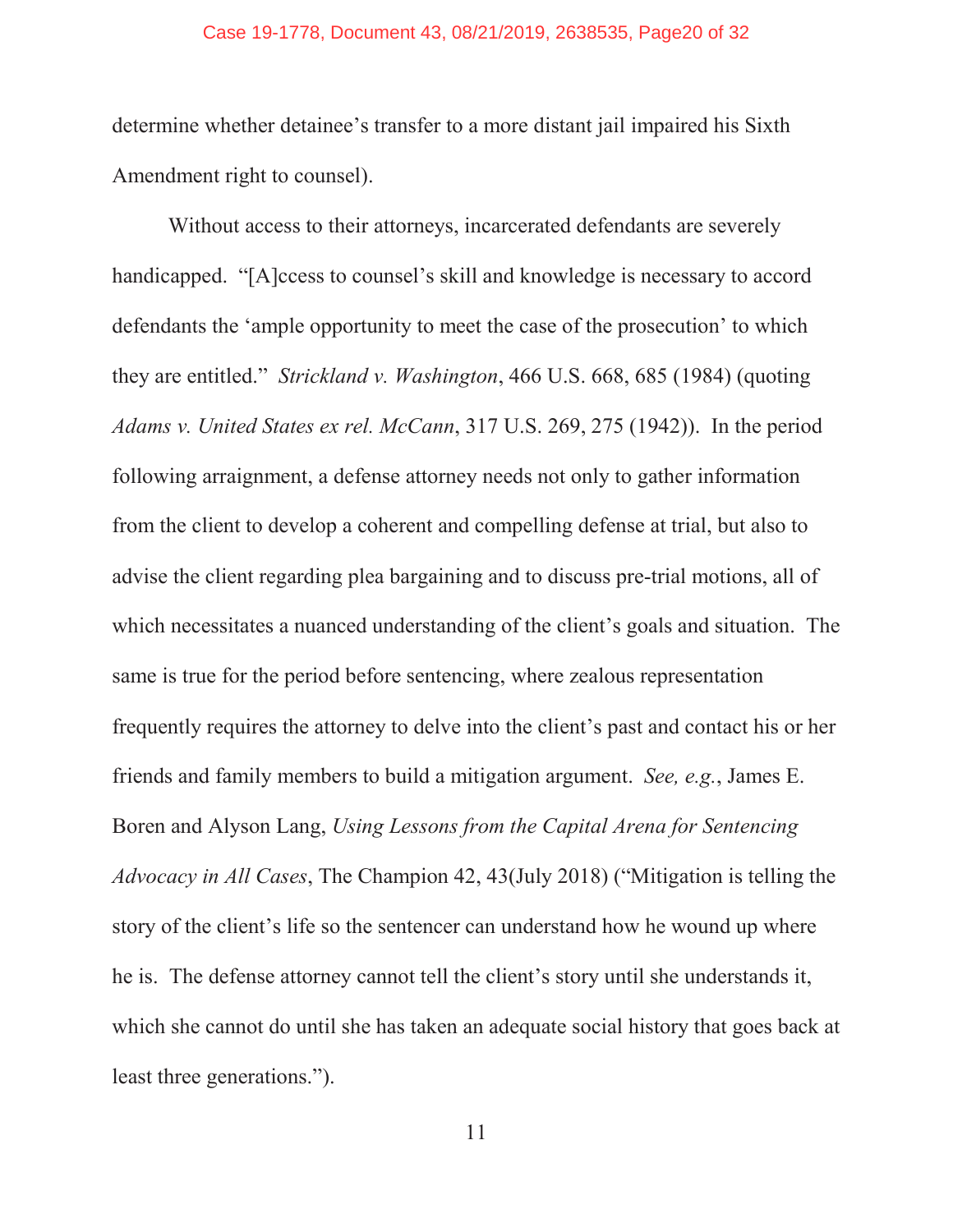determine whether detainee's transfer to a more distant jail impaired his Sixth Amendment right to counsel).

Without access to their attorneys, incarcerated defendants are severely handicapped. "[A]ccess to counsel's skill and knowledge is necessary to accord defendants the 'ample opportunity to meet the case of the prosecution' to which they are entitled." *Strickland v. Washington*, 466 U.S. 668, 685 (1984) (quoting *Adams v. United States ex rel. McCann*, 317 U.S. 269, 275 (1942)). In the period following arraignment, a defense attorney needs not only to gather information from the client to develop a coherent and compelling defense at trial, but also to advise the client regarding plea bargaining and to discuss pre-trial motions, all of which necessitates a nuanced understanding of the client's goals and situation. The same is true for the period before sentencing, where zealous representation frequently requires the attorney to delve into the client's past and contact his or her friends and family members to build a mitigation argument. *See, e.g.*, James E. Boren and Alyson Lang, *Using Lessons from the Capital Arena for Sentencing Advocacy in All Cases*, The Champion 42, 43(July 2018) ("Mitigation is telling the story of the client's life so the sentencer can understand how he wound up where he is. The defense attorney cannot tell the client's story until she understands it, which she cannot do until she has taken an adequate social history that goes back at least three generations.").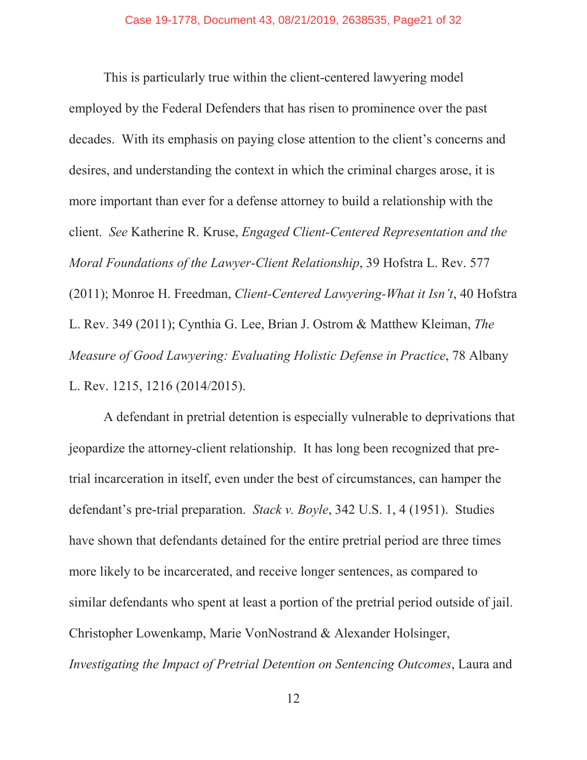This is particularly true within the client-centered lawyering model employed by the Federal Defenders that has risen to prominence over the past decades. With its emphasis on paying close attention to the client's concerns and desires, and understanding the context in which the criminal charges arose, it is more important than ever for a defense attorney to build a relationship with the client. *See* Katherine R. Kruse, *Engaged Client-Centered Representation and the Moral Foundations of the Lawyer-Client Relationship*, 39 Hofstra L. Rev. 577 (2011); Monroe H. Freedman, *Client-Centered Lawyering-What it Isn't*, 40 Hofstra L. Rev. 349 (2011); Cynthia G. Lee, Brian J. Ostrom & Matthew Kleiman, *The Measure of Good Lawyering: Evaluating Holistic Defense in Practice*, 78 Albany L. Rev. 1215, 1216 (2014/2015).

A defendant in pretrial detention is especially vulnerable to deprivations that jeopardize the attorney-client relationship. It has long been recognized that pre-trial incarceration in itself, even under the best of circumstances, can hamper the defendant's pre-trial preparation. *Stack v. Boyle*, 342 U.S. 1, 4 (1951). Studies have shown that defendants detained for the entire pretrial period are three times more likely to be incarcerated, and receive longer sentences, as compared to similar defendants who spent at least a portion of the pretrial period outside of jail. Christopher Lowenkamp, Marie VonNostrand & Alexander Holsinger, *Investigating the Impact of Pretrial Detention on Sentencing Outcomes*, Laura and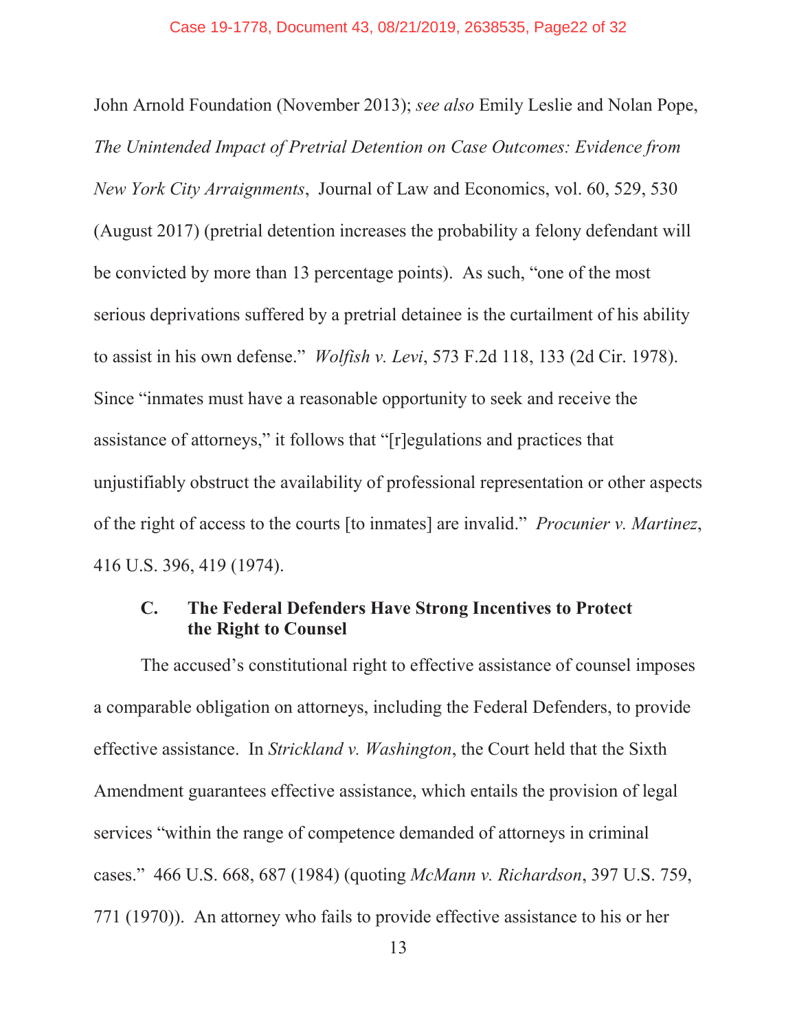John Arnold Foundation (November 2013); *see also* Emily Leslie and Nolan Pope, *The Unintended Impact of Pretrial Detention on Case Outcomes: Evidence from New York City Arraignments*, Journal of Law and Economics, vol. 60, 529, 530 (August 2017) (pretrial detention increases the probability a felony defendant will be convicted by more than 13 percentage points). As such, "one of the most serious deprivations suffered by a pretrial detainee is the curtailment of his ability to assist in his own defense." *Wolfish v. Levi*, 573 F.2d 118, 133 (2d Cir. 1978). Since "inmates must have a reasonable opportunity to seek and receive the assistance of attorneys," it follows that "[r]egulations and practices that unjustifiably obstruct the availability of professional representation or other aspects of the right of access to the courts [to inmates] are invalid." *Procunier v. Martinez*, 416 U.S. 396, 419 (1974).

### C. The Federal Defenders Have Strong Incentives to Protect the Right to Counsel

The accused's constitutional right to effective assistance of counsel imposes a comparable obligation on attorneys, including the Federal Defenders, to provide effective assistance. In *Strickland v. Washington*, the Court held that the Sixth Amendment guarantees effective assistance, which entails the provision of legal services "within the range of competence demanded of attorneys in criminal cases." 466 U.S. 668, 687 (1984) (quoting *McMann v. Richardson*, 397 U.S. 759, 771 (1970)). An attorney who fails to provide effective assistance to his or her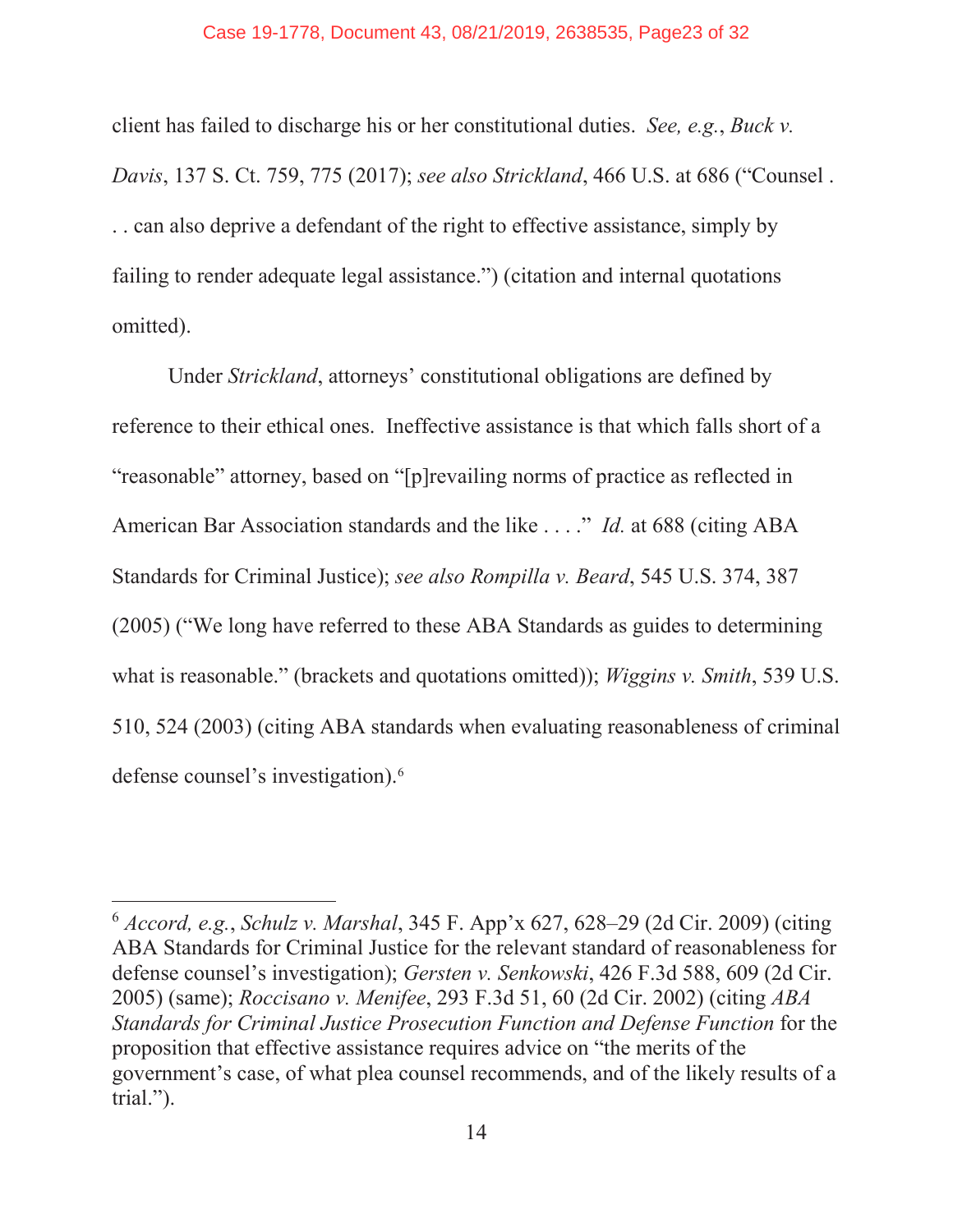client has failed to discharge his or her constitutional duties. *See, e.g.*, *Buck v. Davis*, 137 S. Ct. 759, 775 (2017); *see also Strickland*, 466 U.S. at 686 ("Counsel . . . can also deprive a defendant of the right to effective assistance, simply by failing to render adequate legal assistance.") (citation and internal quotations omitted).

Under *Strickland*, attorneys' constitutional obligations are defined by reference to their ethical ones. Ineffective assistance is that which falls short of a "reasonable" attorney, based on "[p]revailing norms of practice as reflected in American Bar Association standards and the like . . . ." *Id.* at 688 (citing ABA Standards for Criminal Justice); *see also Rompilla v. Beard*, 545 U.S. 374, 387 (2005) ("We long have referred to these ABA Standards as guides to determining what is reasonable." (brackets and quotations omitted)); *Wiggins v. Smith*, 539 U.S. 510, 524 (2003) (citing ABA standards when evaluating reasonableness of criminal defense counsel's investigation).[6]

---

[6] *Accord, e.g.*, *Schulz v. Marshal*, 345 F. App'x 627, 628–29 (2d Cir. 2009) (citing ABA Standards for Criminal Justice for the relevant standard of reasonableness for defense counsel's investigation); *Gersten v. Senkowski*, 426 F.3d 588, 609 (2d Cir. 2005) (same); *Roccisano v. Menifee*, 293 F.3d 51, 60 (2d Cir. 2002) (citing *ABA Standards for Criminal Justice Prosecution Function and Defense Function* for the proposition that effective assistance requires advice on "the merits of the government's case, of what plea counsel recommends, and of the likely results of a trial.").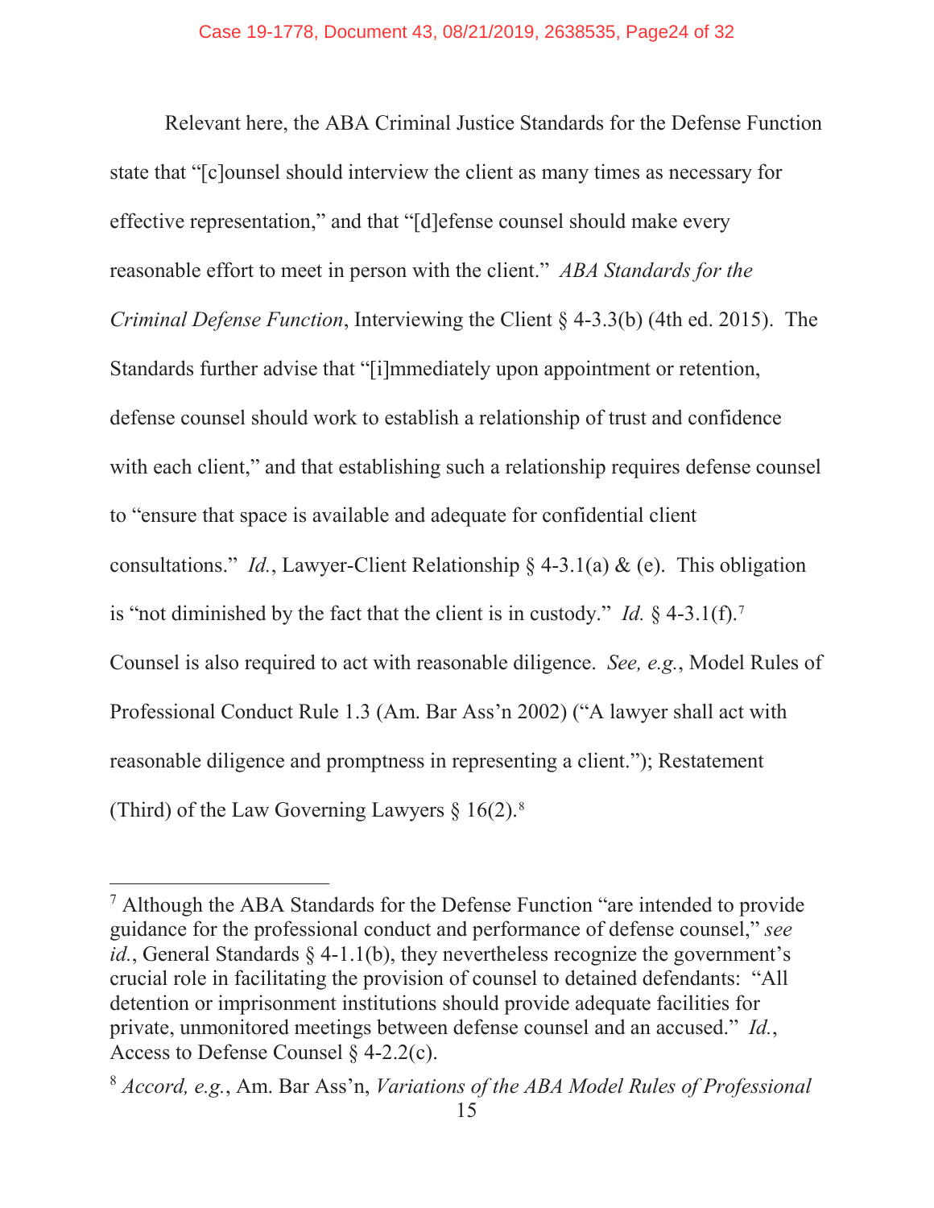Relevant here, the ABA Criminal Justice Standards for the Defense Function state that "[c]ounsel should interview the client as many times as necessary for effective representation," and that "[d]efense counsel should make every reasonable effort to meet in person with the client." *ABA Standards for the Criminal Defense Function*, Interviewing the Client § 4-3.3(b) (4th ed. 2015). The Standards further advise that "[i]mmediately upon appointment or retention, defense counsel should work to establish a relationship of trust and confidence with each client," and that establishing such a relationship requires defense counsel to "ensure that space is available and adequate for confidential client consultations." *Id.*, Lawyer-Client Relationship § 4-3.1(a) & (e). This obligation is "not diminished by the fact that the client is in custody." *Id.* § 4-3.1(f).[7] Counsel is also required to act with reasonable diligence. *See, e.g.*, Model Rules of Professional Conduct Rule 1.3 (Am. Bar Ass'n 2002) ("A lawyer shall act with reasonable diligence and promptness in representing a client."); Restatement (Third) of the Law Governing Lawyers § 16(2).[8]

---

[7] Although the ABA Standards for the Defense Function "are intended to provide guidance for the professional conduct and performance of defense counsel," *see id.*, General Standards § 4-1.1(b), they nevertheless recognize the government's crucial role in facilitating the provision of counsel to detained defendants: "All detention or imprisonment institutions should provide adequate facilities for private, unmonitored meetings between defense counsel and an accused." *Id.*, Access to Defense Counsel § 4-2.2(c).

[8] *Accord, e.g.*, Am. Bar Ass'n, *Variations of the ABA Model Rules of Professional*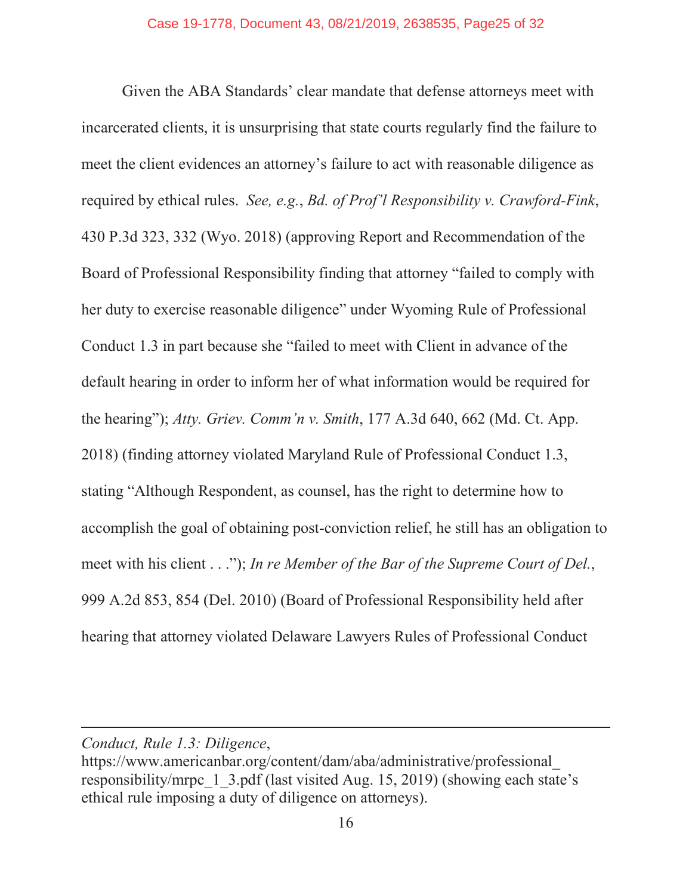Given the ABA Standards' clear mandate that defense attorneys meet with incarcerated clients, it is unsurprising that state courts regularly find the failure to meet the client evidences an attorney's failure to act with reasonable diligence as required by ethical rules. *See, e.g.*, *Bd. of Prof'l Responsibility v. Crawford-Fink*, 430 P.3d 323, 332 (Wyo. 2018) (approving Report and Recommendation of the Board of Professional Responsibility finding that attorney "failed to comply with her duty to exercise reasonable diligence" under Wyoming Rule of Professional Conduct 1.3 in part because she "failed to meet with Client in advance of the default hearing in order to inform her of what information would be required for the hearing"); *Atty. Griev. Comm'n v. Smith*, 177 A.3d 640, 662 (Md. Ct. App. 2018) (finding attorney violated Maryland Rule of Professional Conduct 1.3, stating "Although Respondent, as counsel, has the right to determine how to accomplish the goal of obtaining post-conviction relief, he still has an obligation to meet with his client . . ."); *In re Member of the Bar of the Supreme Court of Del.*, 999 A.2d 853, 854 (Del. 2010) (Board of Professional Responsibility held after hearing that attorney violated Delaware Lawyers Rules of Professional Conduct

---

*Conduct, Rule 1.3: Diligence*, https://www.americanbar.org/content/dam/aba/administrative/professional_responsibility/mrpc_1_3.pdf (last visited Aug. 15, 2019) (showing each state's ethical rule imposing a duty of diligence on attorneys).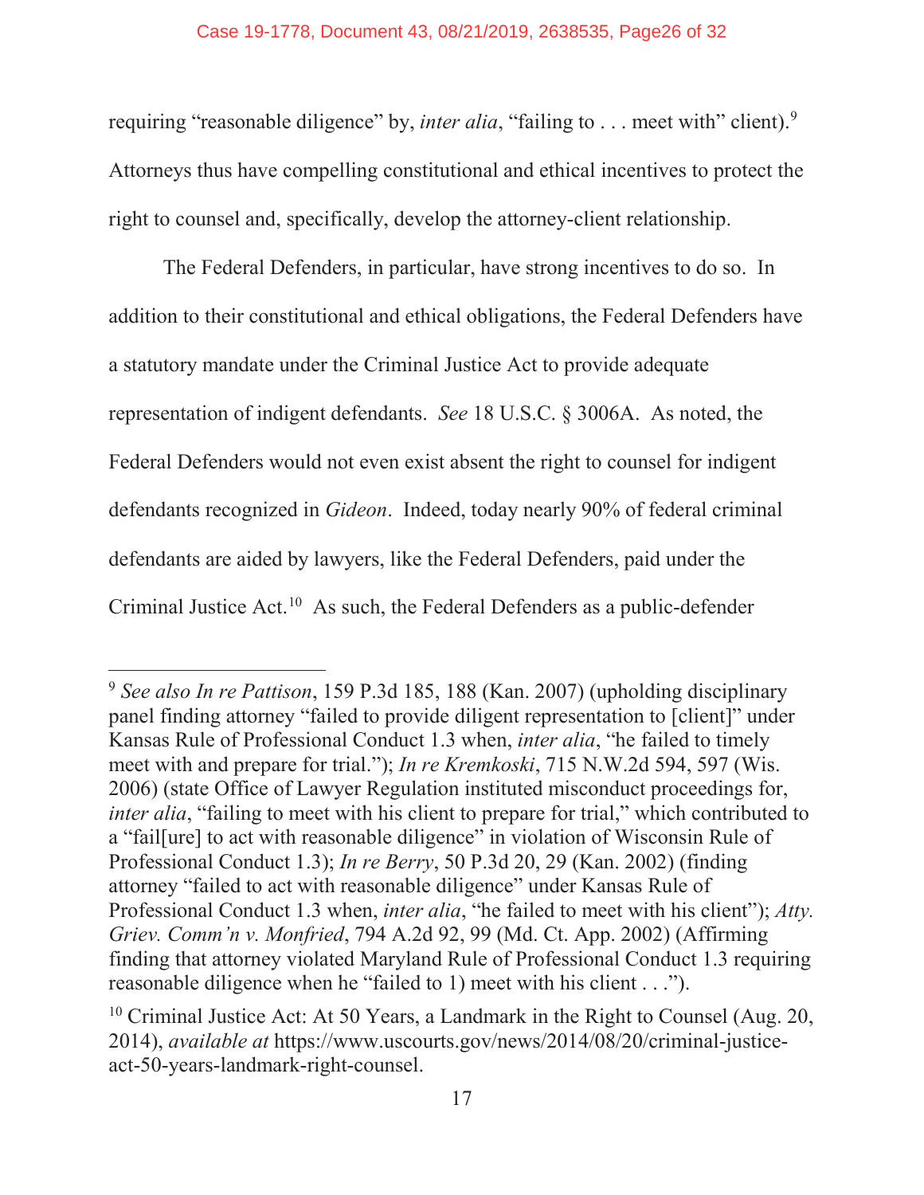requiring "reasonable diligence" by, *inter alia*, "failing to . . . meet with" client).[9] Attorneys thus have compelling constitutional and ethical incentives to protect the right to counsel and, specifically, develop the attorney-client relationship.

The Federal Defenders, in particular, have strong incentives to do so. In addition to their constitutional and ethical obligations, the Federal Defenders have a statutory mandate under the Criminal Justice Act to provide adequate representation of indigent defendants. *See* 18 U.S.C. § 3006A. As noted, the Federal Defenders would not even exist absent the right to counsel for indigent defendants recognized in *Gideon*. Indeed, today nearly 90% of federal criminal defendants are aided by lawyers, like the Federal Defenders, paid under the Criminal Justice Act.[10] As such, the Federal Defenders as a public-defender

---

[9] *See also In re Pattison*, 159 P.3d 185, 188 (Kan. 2007) (upholding disciplinary panel finding attorney "failed to provide diligent representation to [client]" under Kansas Rule of Professional Conduct 1.3 when, *inter alia*, "he failed to timely meet with and prepare for trial."); *In re Kremkoski*, 715 N.W.2d 594, 597 (Wis. 2006) (state Office of Lawyer Regulation instituted misconduct proceedings for, *inter alia*, "failing to meet with his client to prepare for trial," which contributed to a "fail[ure] to act with reasonable diligence" in violation of Wisconsin Rule of Professional Conduct 1.3); *In re Berry*, 50 P.3d 20, 29 (Kan. 2002) (finding attorney "failed to act with reasonable diligence" under Kansas Rule of Professional Conduct 1.3 when, *inter alia*, "he failed to meet with his client"); *Atty. Griev. Comm'n v. Monfried*, 794 A.2d 92, 99 (Md. Ct. App. 2002) (Affirming finding that attorney violated Maryland Rule of Professional Conduct 1.3 requiring reasonable diligence when he "failed to 1) meet with his client . . .").

[10] Criminal Justice Act: At 50 Years, a Landmark in the Right to Counsel (Aug. 20, 2014), *available at* https://www.uscourts.gov/news/2014/08/20/criminal-justice-act-50-years-landmark-right-counsel.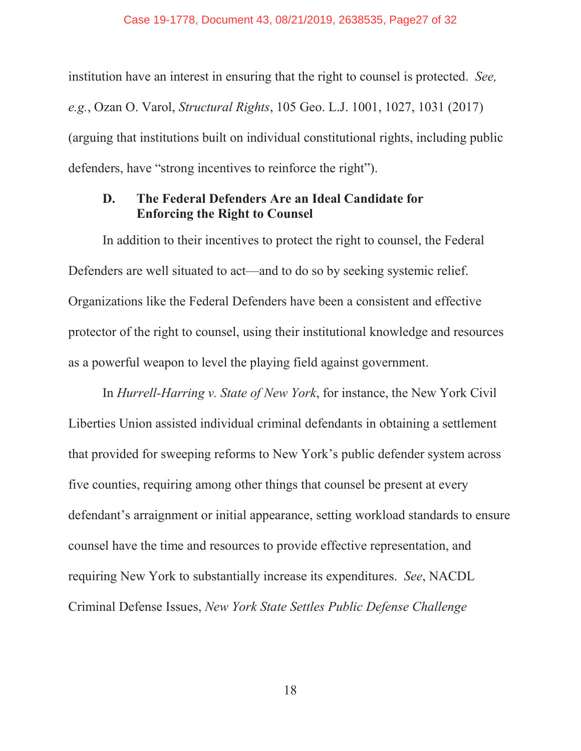institution have an interest in ensuring that the right to counsel is protected. *See, e.g.*, Ozan O. Varol, *Structural Rights*, 105 Geo. L.J. 1001, 1027, 1031 (2017) (arguing that institutions built on individual constitutional rights, including public defenders, have "strong incentives to reinforce the right").

### D. The Federal Defenders Are an Ideal Candidate for Enforcing the Right to Counsel

In addition to their incentives to protect the right to counsel, the Federal Defenders are well situated to act—and to do so by seeking systemic relief. Organizations like the Federal Defenders have been a consistent and effective protector of the right to counsel, using their institutional knowledge and resources as a powerful weapon to level the playing field against government.

In *Hurrell-Harring v. State of New York*, for instance, the New York Civil Liberties Union assisted individual criminal defendants in obtaining a settlement that provided for sweeping reforms to New York's public defender system across five counties, requiring among other things that counsel be present at every defendant's arraignment or initial appearance, setting workload standards to ensure counsel have the time and resources to provide effective representation, and requiring New York to substantially increase its expenditures. *See*, NACDL Criminal Defense Issues, *New York State Settles Public Defense Challenge*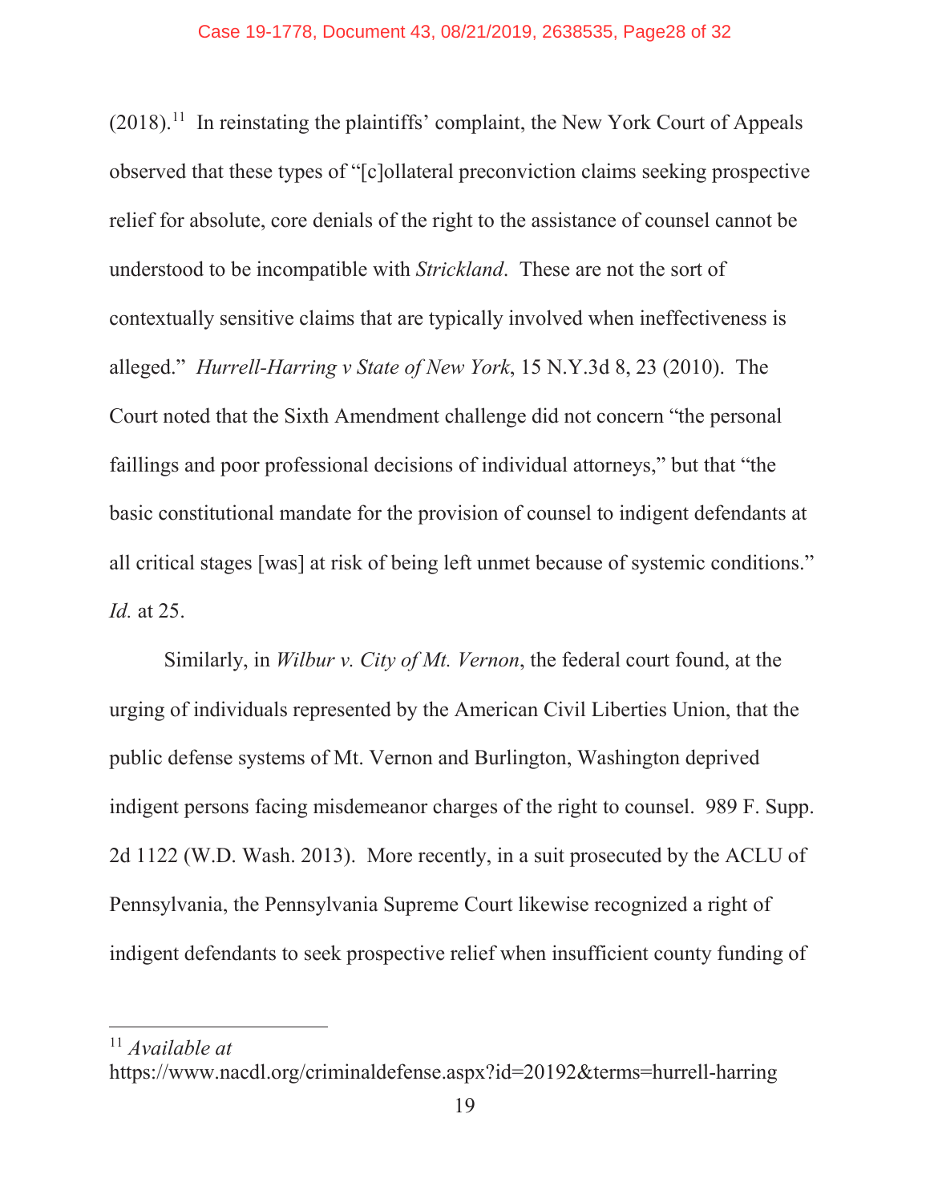(2018).[11] In reinstating the plaintiffs' complaint, the New York Court of Appeals observed that these types of "[c]ollateral preconviction claims seeking prospective relief for absolute, core denials of the right to the assistance of counsel cannot be understood to be incompatible with *Strickland*. These are not the sort of contextually sensitive claims that are typically involved when ineffectiveness is alleged." *Hurrell-Harring v State of New York*, 15 N.Y.3d 8, 23 (2010). The Court noted that the Sixth Amendment challenge did not concern "the personal faillings and poor professional decisions of individual attorneys," but that "the basic constitutional mandate for the provision of counsel to indigent defendants at all critical stages [was] at risk of being left unmet because of systemic conditions." *Id.* at 25.

Similarly, in *Wilbur v. City of Mt. Vernon*, the federal court found, at the urging of individuals represented by the American Civil Liberties Union, that the public defense systems of Mt. Vernon and Burlington, Washington deprived indigent persons facing misdemeanor charges of the right to counsel. 989 F. Supp. 2d 1122 (W.D. Wash. 2013). More recently, in a suit prosecuted by the ACLU of Pennsylvania, the Pennsylvania Supreme Court likewise recognized a right of indigent defendants to seek prospective relief when insufficient county funding of

---

[11] *Available at* https://www.nacdl.org/criminaldefense.aspx?id=20192&terms=hurrell-harring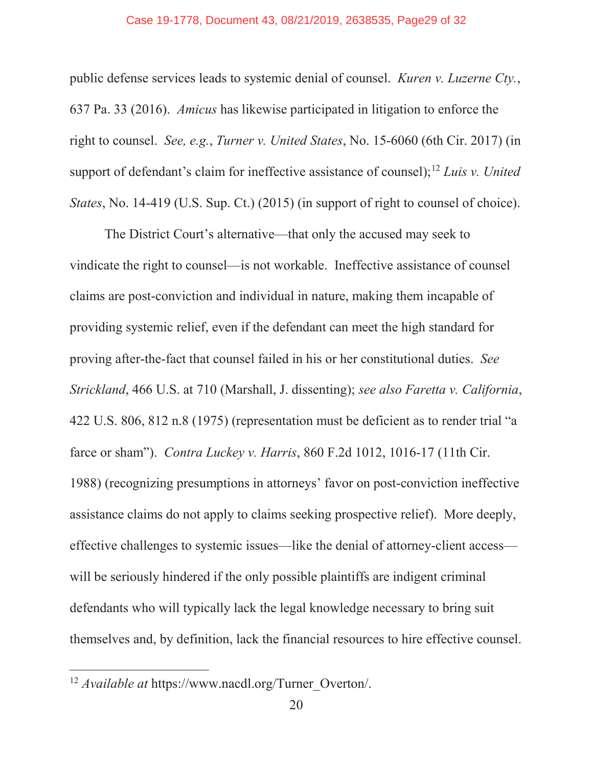public defense services leads to systemic denial of counsel. *Kuren v. Luzerne Cty.*, 637 Pa. 33 (2016). *Amicus* has likewise participated in litigation to enforce the right to counsel. *See, e.g.*, *Turner v. United States*, No. 15-6060 (6th Cir. 2017) (in support of defendant's claim for ineffective assistance of counsel);[12] *Luis v. United States*, No. 14-419 (U.S. Sup. Ct.) (2015) (in support of right to counsel of choice).

The District Court's alternative—that only the accused may seek to vindicate the right to counsel—is not workable. Ineffective assistance of counsel claims are post-conviction and individual in nature, making them incapable of providing systemic relief, even if the defendant can meet the high standard for proving after-the-fact that counsel failed in his or her constitutional duties. *See Strickland*, 466 U.S. at 710 (Marshall, J. dissenting); *see also Faretta v. California*, 422 U.S. 806, 812 n.8 (1975) (representation must be deficient as to render trial "a farce or sham"). *Contra Luckey v. Harris*, 860 F.2d 1012, 1016-17 (11th Cir. 1988) (recognizing presumptions in attorneys' favor on post-conviction ineffective assistance claims do not apply to claims seeking prospective relief). More deeply, effective challenges to systemic issues—like the denial of attorney-client access—will be seriously hindered if the only possible plaintiffs are indigent criminal defendants who will typically lack the legal knowledge necessary to bring suit themselves and, by definition, lack the financial resources to hire effective counsel.

---

[12] *Available at* https://www.nacdl.org/Turner_Overton/.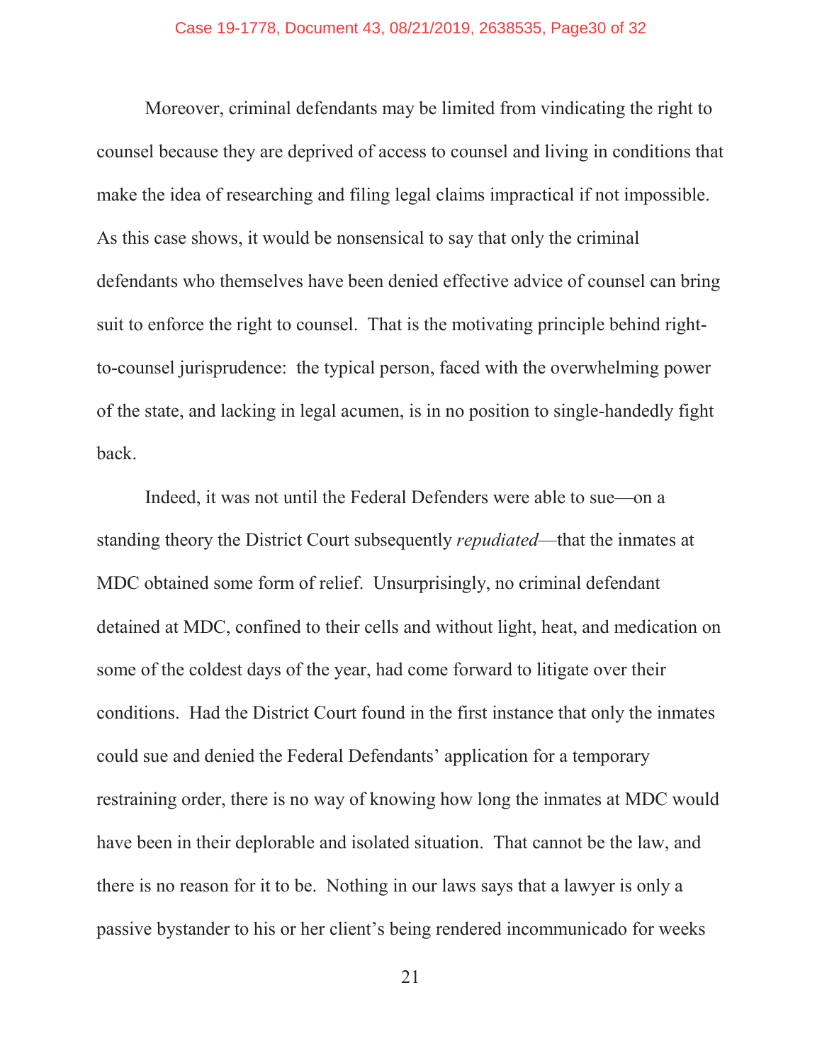Moreover, criminal defendants may be limited from vindicating the right to counsel because they are deprived of access to counsel and living in conditions that make the idea of researching and filing legal claims impractical if not impossible. As this case shows, it would be nonsensical to say that only the criminal defendants who themselves have been denied effective advice of counsel can bring suit to enforce the right to counsel. That is the motivating principle behind right-to-counsel jurisprudence: the typical person, faced with the overwhelming power of the state, and lacking in legal acumen, is in no position to single-handedly fight back.

Indeed, it was not until the Federal Defenders were able to sue—on a standing theory the District Court subsequently *repudiated*—that the inmates at MDC obtained some form of relief. Unsurprisingly, no criminal defendant detained at MDC, confined to their cells and without light, heat, and medication on some of the coldest days of the year, had come forward to litigate over their conditions. Had the District Court found in the first instance that only the inmates could sue and denied the Federal Defendants' application for a temporary restraining order, there is no way of knowing how long the inmates at MDC would have been in their deplorable and isolated situation. That cannot be the law, and there is no reason for it to be. Nothing in our laws says that a lawyer is only a passive bystander to his or her client's being rendered incommunicado for weeks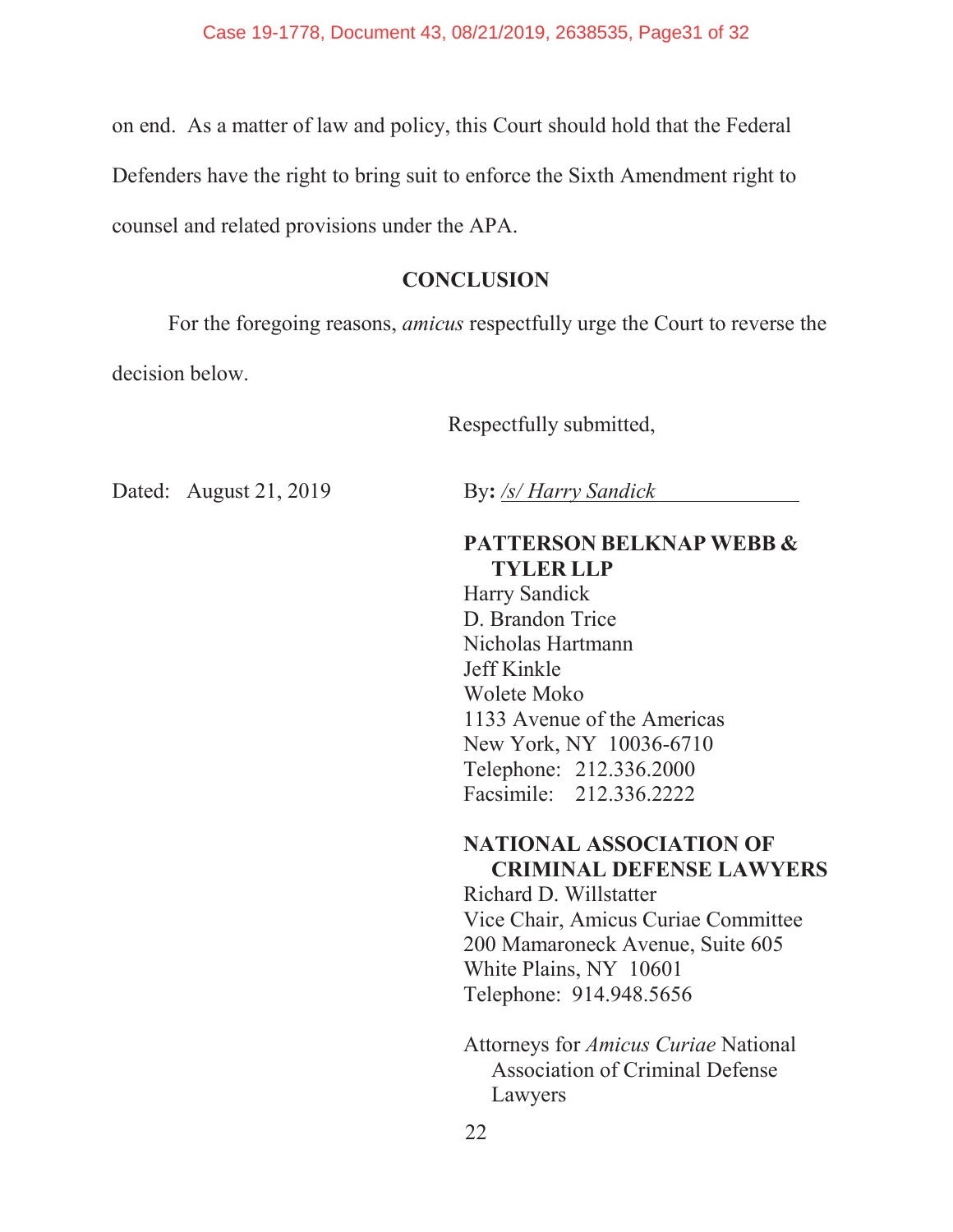on end. As a matter of law and policy, this Court should hold that the Federal Defenders have the right to bring suit to enforce the Sixth Amendment right to counsel and related provisions under the APA.

## CONCLUSION

For the foregoing reasons, *amicus* respectfully urge the Court to reverse the decision below.

Respectfully submitted,

Dated: August 21, 2019

By: */s/ Harry Sandick*

**PATTERSON BELKNAP WEBB & TYLER LLP**
Harry Sandick
D. Brandon Trice
Nicholas Hartmann
Jeff Kinkle
Wolete Moko
1133 Avenue of the Americas
New York, NY 10036-6710
Telephone: 212.336.2000
Facsimile: 212.336.2222

**NATIONAL ASSOCIATION OF CRIMINAL DEFENSE LAWYERS**
Richard D. Willstatter
Vice Chair, Amicus Curiae Committee
200 Mamaroneck Avenue, Suite 605
White Plains, NY 10601
Telephone: 914.948.5656

Attorneys for *Amicus Curiae* National Association of Criminal Defense Lawyers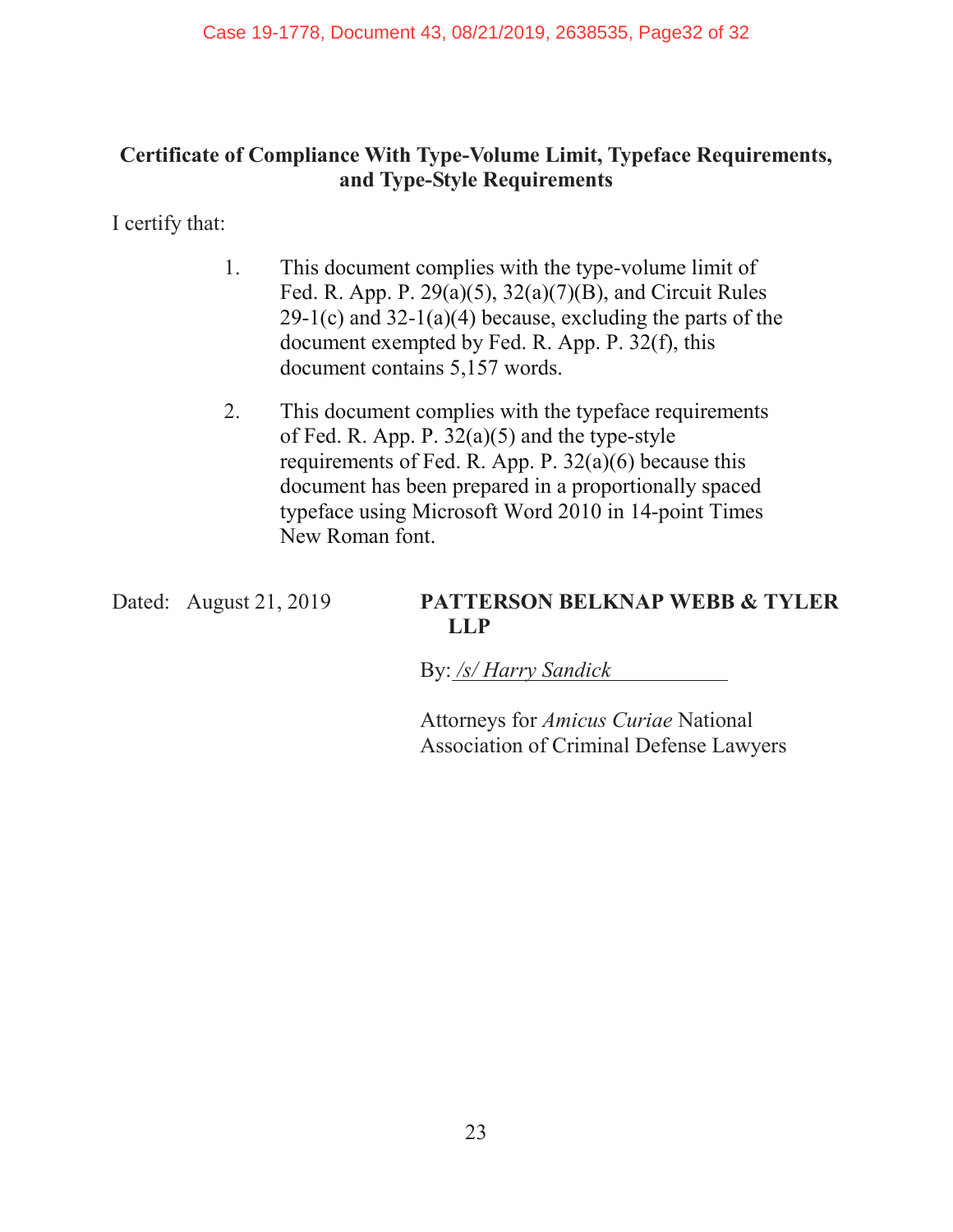**Certificate of Compliance With Type-Volume Limit, Typeface Requirements, and Type-Style Requirements**

I certify that:

1. This document complies with the type-volume limit of Fed. R. App. P. 29(a)(5), 32(a)(7)(B), and Circuit Rules 29-1(c) and 32-1(a)(4) because, excluding the parts of the document exempted by Fed. R. App. P. 32(f), this document contains 5,157 words.

2. This document complies with the typeface requirements of Fed. R. App. P. 32(a)(5) and the type-style requirements of Fed. R. App. P. 32(a)(6) because this document has been prepared in a proportionally spaced typeface using Microsoft Word 2010 in 14-point Times New Roman font.

Dated: August 21, 2019

**PATTERSON BELKNAP WEBB & TYLER LLP**

By: */s/ Harry Sandick*

Attorneys for *Amicus Curiae* National Association of Criminal Defense Lawyers